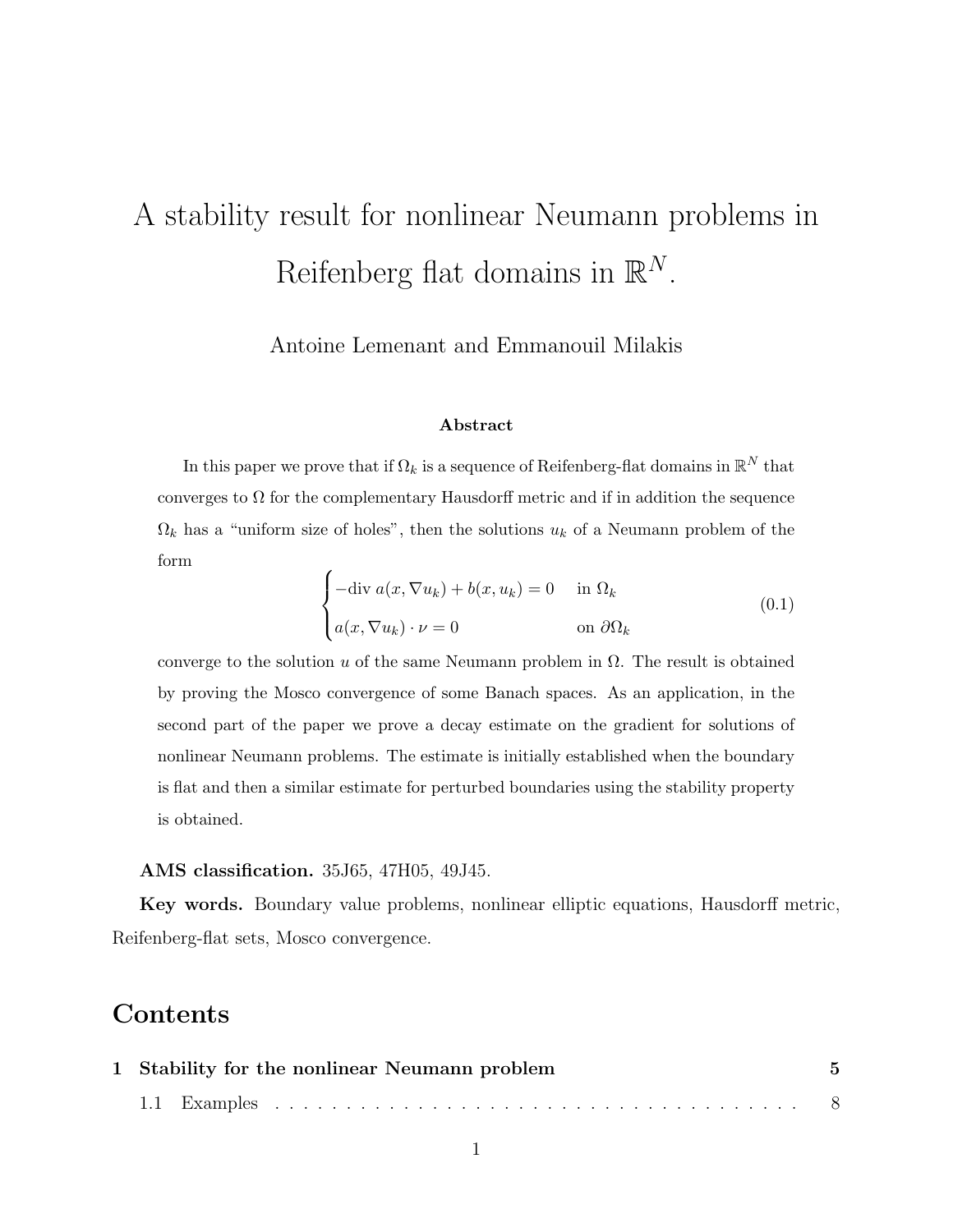# A stability result for nonlinear Neumann problems in Reifenberg flat domains in $\mathbb{R}^N$.

Antoine Lemenant and Emmanouil Milakis

**Abstract**

In this paper we prove that if $\Omega_k$ is a sequence of Reifenberg-flat domains in $\mathbb{R}^N$ that converges to $\Omega$ for the complementary Hausdorff metric and if in addition the sequence $\Omega_k$ has a "uniform size of holes", then the solutions $u_k$ of a Neumann problem of the form

$$\begin{cases} -\text{div}\, a(x, \nabla u_k) + b(x, u_k) = 0 & \text{in } \Omega_k \\ a(x, \nabla u_k) \cdot \nu = 0 & \text{on } \partial \Omega_k \end{cases} \tag{0.1}$$

converge to the solution $u$ of the same Neumann problem in $\Omega$. The result is obtained by proving the Mosco convergence of some Banach spaces. As an application, in the second part of the paper we prove a decay estimate on the gradient for solutions of nonlinear Neumann problems. The estimate is initially established when the boundary is flat and then a similar estimate for perturbed boundaries using the stability property is obtained.

**AMS classification.** 35J65, 47H05, 49J45.

**Key words.** Boundary value problems, nonlinear elliptic equations, Hausdorff metric, Reifenberg-flat sets, Mosco convergence.

## Contents

**1 Stability for the nonlinear Neumann problem** — **5**

1.1 Examples — 8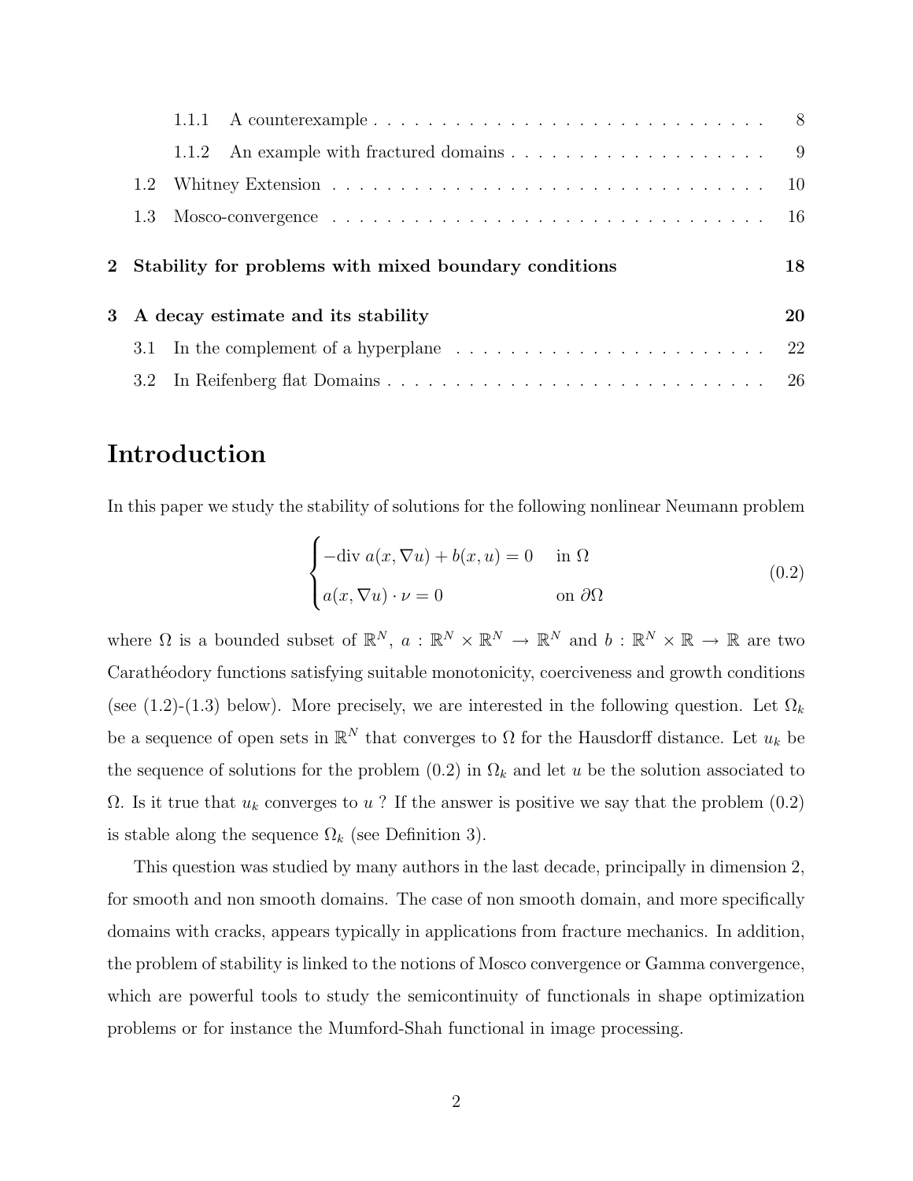1.1.1 A counterexample . . . . . . . . . . . . . . . . . . . . . . . . . . . . . 8

1.1.2 An example with fractured domains . . . . . . . . . . . . . . . . . . . 9

1.2 Whitney Extension . . . . . . . . . . . . . . . . . . . . . . . . . . . . . . . . 10

1.3 Mosco-convergence . . . . . . . . . . . . . . . . . . . . . . . . . . . . . . . . 16

**2 Stability for problems with mixed boundary conditions** **18**

**3 A decay estimate and its stability** **20**

3.1 In the complement of a hyperplane . . . . . . . . . . . . . . . . . . . . . . . 22

3.2 In Reifenberg flat Domains . . . . . . . . . . . . . . . . . . . . . . . . . . . . 26

# Introduction

In this paper we study the stability of solutions for the following nonlinear Neumann problem

$$\begin{cases} -\text{div } a(x, \nabla u) + b(x, u) = 0 & \text{in } \Omega \\ a(x, \nabla u) \cdot \nu = 0 & \text{on } \partial\Omega \end{cases} \tag{0.2}$$

where $\Omega$ is a bounded subset of $\mathbb{R}^N$, $a : \mathbb{R}^N \times \mathbb{R}^N \to \mathbb{R}^N$ and $b : \mathbb{R}^N \times \mathbb{R} \to \mathbb{R}$ are two Carathéodory functions satisfying suitable monotonicity, coerciveness and growth conditions (see (1.2)-(1.3) below). More precisely, we are interested in the following question. Let $\Omega_k$ be a sequence of open sets in $\mathbb{R}^N$ that converges to $\Omega$ for the Hausdorff distance. Let $u_k$ be the sequence of solutions for the problem (0.2) in $\Omega_k$ and let $u$ be the solution associated to $\Omega$. Is it true that $u_k$ converges to $u$ ? If the answer is positive we say that the problem (0.2) is stable along the sequence $\Omega_k$ (see Definition 3).

This question was studied by many authors in the last decade, principally in dimension 2, for smooth and non smooth domains. The case of non smooth domain, and more specifically domains with cracks, appears typically in applications from fracture mechanics. In addition, the problem of stability is linked to the notions of Mosco convergence or Gamma convergence, which are powerful tools to study the semicontinuity of functionals in shape optimization problems or for instance the Mumford-Shah functional in image processing.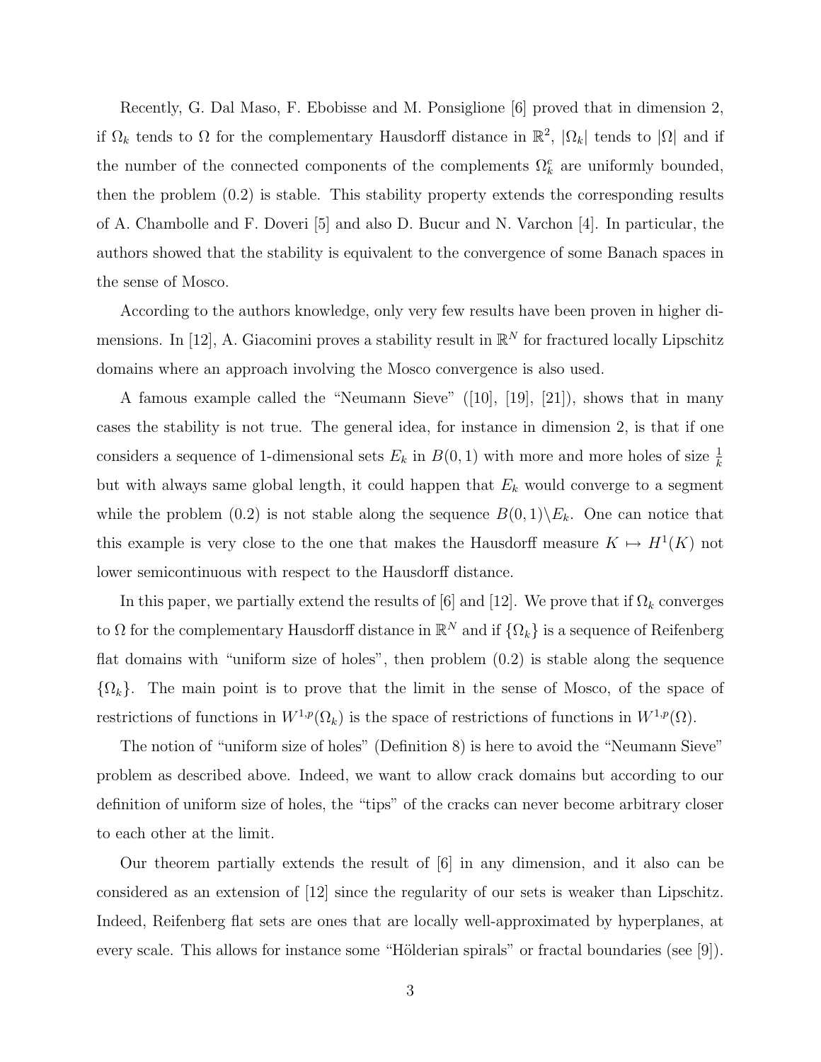Recently, G. Dal Maso, F. Ebobisse and M. Ponsiglione [6] proved that in dimension 2, if $\Omega_k$ tends to $\Omega$ for the complementary Hausdorff distance in $\mathbb{R}^2$, $|\Omega_k|$ tends to $|\Omega|$ and if the number of the connected components of the complements $\Omega_k^c$ are uniformly bounded, then the problem (0.2) is stable. This stability property extends the corresponding results of A. Chambolle and F. Doveri [5] and also D. Bucur and N. Varchon [4]. In particular, the authors showed that the stability is equivalent to the convergence of some Banach spaces in the sense of Mosco.

According to the authors knowledge, only very few results have been proven in higher dimensions. In [12], A. Giacomini proves a stability result in $\mathbb{R}^N$ for fractured locally Lipschitz domains where an approach involving the Mosco convergence is also used.

A famous example called the "Neumann Sieve" ([10], [19], [21]), shows that in many cases the stability is not true. The general idea, for instance in dimension 2, is that if one considers a sequence of 1-dimensional sets $E_k$ in $B(0,1)$ with more and more holes of size $\frac{1}{k}$ but with always same global length, it could happen that $E_k$ would converge to a segment while the problem (0.2) is not stable along the sequence $B(0,1)\backslash E_k$. One can notice that this example is very close to the one that makes the Hausdorff measure $K \mapsto H^1(K)$ not lower semicontinuous with respect to the Hausdorff distance.

In this paper, we partially extend the results of [6] and [12]. We prove that if $\Omega_k$ converges to $\Omega$ for the complementary Hausdorff distance in $\mathbb{R}^N$ and if $\{\Omega_k\}$ is a sequence of Reifenberg flat domains with "uniform size of holes", then problem (0.2) is stable along the sequence $\{\Omega_k\}$. The main point is to prove that the limit in the sense of Mosco, of the space of restrictions of functions in $W^{1,p}(\Omega_k)$ is the space of restrictions of functions in $W^{1,p}(\Omega)$.

The notion of "uniform size of holes" (Definition 8) is here to avoid the "Neumann Sieve" problem as described above. Indeed, we want to allow crack domains but according to our definition of uniform size of holes, the "tips" of the cracks can never become arbitrary closer to each other at the limit.

Our theorem partially extends the result of [6] in any dimension, and it also can be considered as an extension of [12] since the regularity of our sets is weaker than Lipschitz. Indeed, Reifenberg flat sets are ones that are locally well-approximated by hyperplanes, at every scale. This allows for instance some "Hölderian spirals" or fractal boundaries (see [9]).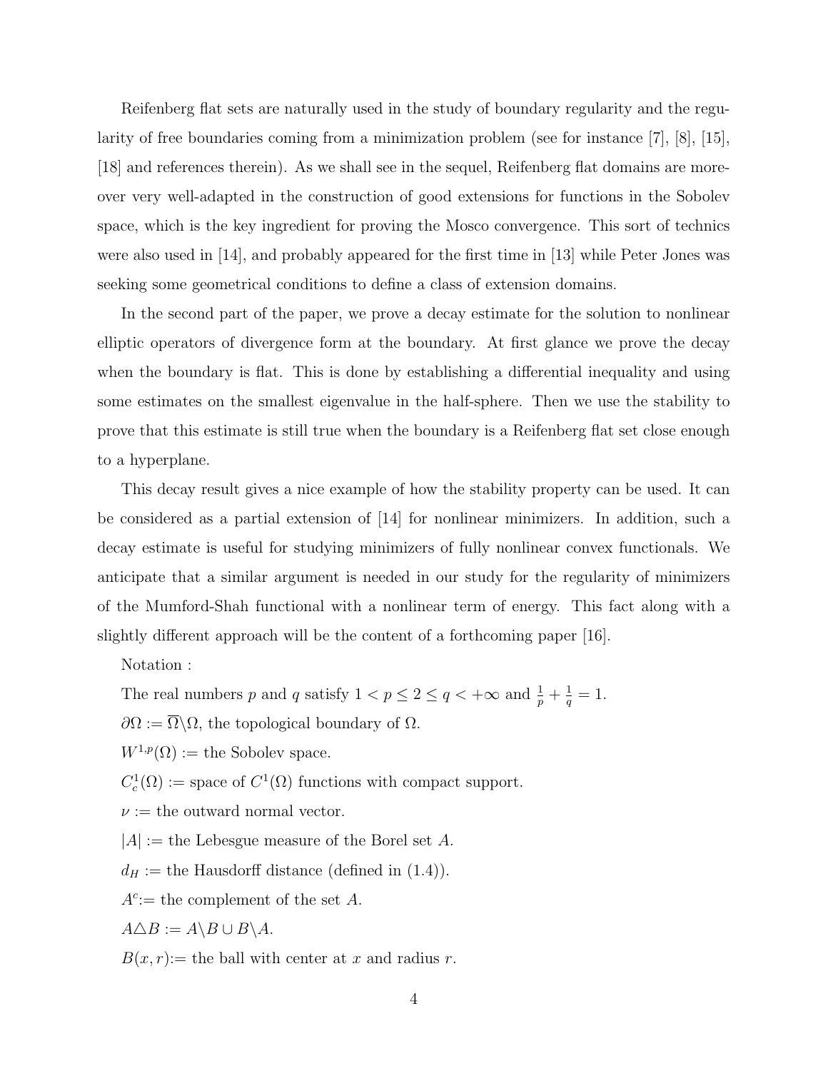Reifenberg flat sets are naturally used in the study of boundary regularity and the regularity of free boundaries coming from a minimization problem (see for instance [7], [8], [15], [18] and references therein). As we shall see in the sequel, Reifenberg flat domains are moreover very well-adapted in the construction of good extensions for functions in the Sobolev space, which is the key ingredient for proving the Mosco convergence. This sort of technics were also used in [14], and probably appeared for the first time in [13] while Peter Jones was seeking some geometrical conditions to define a class of extension domains.

In the second part of the paper, we prove a decay estimate for the solution to nonlinear elliptic operators of divergence form at the boundary. At first glance we prove the decay when the boundary is flat. This is done by establishing a differential inequality and using some estimates on the smallest eigenvalue in the half-sphere. Then we use the stability to prove that this estimate is still true when the boundary is a Reifenberg flat set close enough to a hyperplane.

This decay result gives a nice example of how the stability property can be used. It can be considered as a partial extension of [14] for nonlinear minimizers. In addition, such a decay estimate is useful for studying minimizers of fully nonlinear convex functionals. We anticipate that a similar argument is needed in our study for the regularity of minimizers of the Mumford-Shah functional with a nonlinear term of energy. This fact along with a slightly different approach will be the content of a forthcoming paper [16].

Notation :

The real numbers $p$ and $q$ satisfy $1 < p \leq 2 \leq q < +\infty$ and $\frac{1}{p} + \frac{1}{q} = 1$.

$\partial\Omega := \overline{\Omega}\backslash\Omega$, the topological boundary of $\Omega$.

$W^{1,p}(\Omega) :=$ the Sobolev space.

$C^1_c(\Omega) :=$ space of $C^1(\Omega)$ functions with compact support.

$\nu :=$ the outward normal vector.

$|A| :=$ the Lebesgue measure of the Borel set $A$.

$d_H :=$ the Hausdorff distance (defined in (1.4)).

$A^c :=$ the complement of the set $A$.

$A \triangle B := A\backslash B \cup B\backslash A$.

$B(x, r) :=$ the ball with center at $x$ and radius $r$.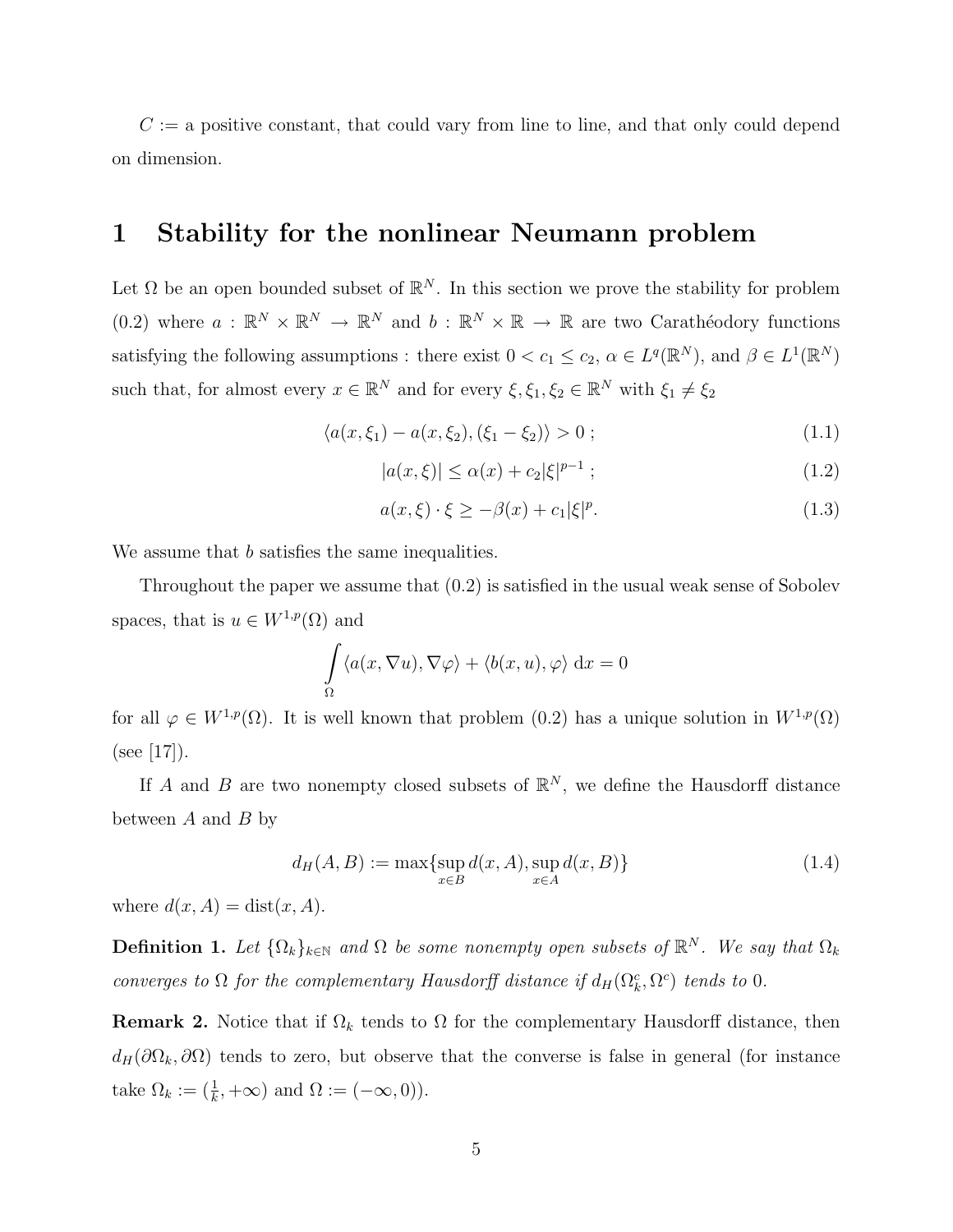$C :=$ a positive constant, that could vary from line to line, and that only could depend on dimension.

# 1 Stability for the nonlinear Neumann problem

Let $\Omega$ be an open bounded subset of $\mathbb{R}^N$. In this section we prove the stability for problem (0.2) where $a : \mathbb{R}^N \times \mathbb{R}^N \to \mathbb{R}^N$ and $b : \mathbb{R}^N \times \mathbb{R} \to \mathbb{R}$ are two Carathéodory functions satisfying the following assumptions : there exist $0 < c_1 \leq c_2$, $\alpha \in L^q(\mathbb{R}^N)$, and $\beta \in L^1(\mathbb{R}^N)$ such that, for almost every $x \in \mathbb{R}^N$ and for every $\xi, \xi_1, \xi_2 \in \mathbb{R}^N$ with $\xi_1 \neq \xi_2$

$$\langle a(x,\xi_1) - a(x,\xi_2), (\xi_1 - \xi_2)\rangle > 0 \; ; \tag{1.1}$$

$$|a(x,\xi)| \leq \alpha(x) + c_2|\xi|^{p-1} \; ; \tag{1.2}$$

$$a(x,\xi)\cdot\xi \geq -\beta(x) + c_1|\xi|^p. \tag{1.3}$$

We assume that $b$ satisfies the same inequalities.

Throughout the paper we assume that (0.2) is satisfied in the usual weak sense of Sobolev spaces, that is $u \in W^{1,p}(\Omega)$ and

$$\int_\Omega \langle a(x,\nabla u), \nabla\varphi\rangle + \langle b(x,u), \varphi\rangle \,\mathrm{d}x = 0$$

for all $\varphi \in W^{1,p}(\Omega)$. It is well known that problem (0.2) has a unique solution in $W^{1,p}(\Omega)$ (see [17]).

If $A$ and $B$ are two nonempty closed subsets of $\mathbb{R}^N$, we define the Hausdorff distance between $A$ and $B$ by

$$d_H(A,B) := \max\{\sup_{x\in B} d(x,A), \sup_{x\in A} d(x,B)\} \tag{1.4}$$

where $d(x,A) = \mathrm{dist}(x,A)$.

**Definition 1.** *Let $\{\Omega_k\}_{k\in\mathbb{N}}$ and $\Omega$ be some nonempty open subsets of $\mathbb{R}^N$. We say that $\Omega_k$ converges to $\Omega$ for the complementary Hausdorff distance if $d_H(\Omega_k^c, \Omega^c)$ tends to 0.*

**Remark 2.** Notice that if $\Omega_k$ tends to $\Omega$ for the complementary Hausdorff distance, then $d_H(\partial\Omega_k, \partial\Omega)$ tends to zero, but observe that the converse is false in general (for instance take $\Omega_k := (\frac{1}{k}, +\infty)$ and $\Omega := (-\infty, 0)$).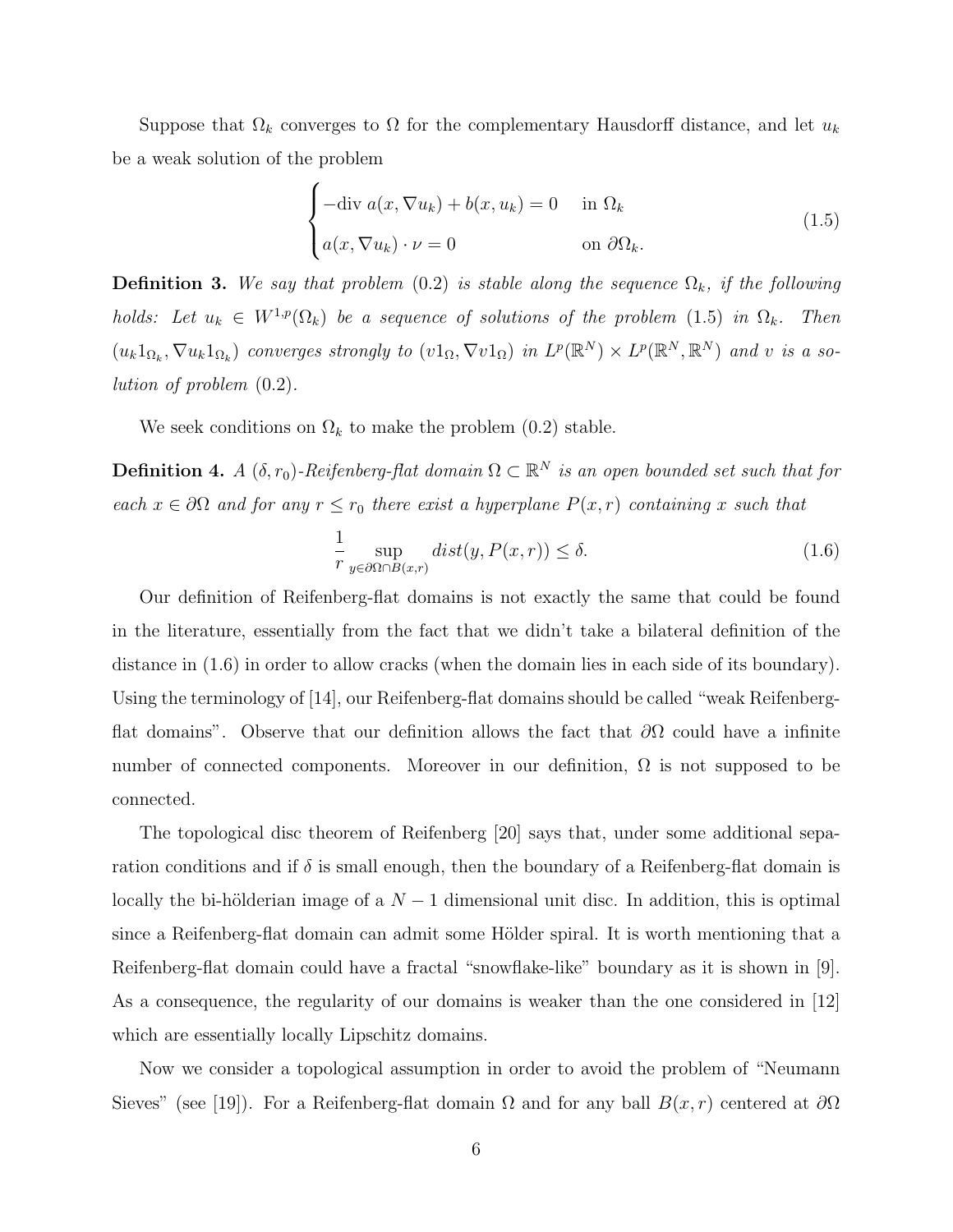Suppose that $\Omega_k$ converges to $\Omega$ for the complementary Hausdorff distance, and let $u_k$ be a weak solution of the problem

$$
\begin{cases}
-\mathrm{div}\; a(x, \nabla u_k) + b(x, u_k) = 0 & \text{in } \Omega_k \\
a(x, \nabla u_k) \cdot \nu = 0 & \text{on } \partial\Omega_k.
\end{cases}
\tag{1.5}
$$

**Definition 3.** *We say that problem (0.2) is stable along the sequence $\Omega_k$, if the following holds: Let $u_k \in W^{1,p}(\Omega_k)$ be a sequence of solutions of the problem (1.5) in $\Omega_k$. Then $(u_k 1_{\Omega_k}, \nabla u_k 1_{\Omega_k})$ converges strongly to $(v 1_\Omega, \nabla v 1_\Omega)$ in $L^p(\mathbb{R}^N) \times L^p(\mathbb{R}^N, \mathbb{R}^N)$ and $v$ is a solution of problem (0.2).*

We seek conditions on $\Omega_k$ to make the problem (0.2) stable.

**Definition 4.** *A $(\delta, r_0)$-Reifenberg-flat domain $\Omega \subset \mathbb{R}^N$ is an open bounded set such that for each $x \in \partial\Omega$ and for any $r \leq r_0$ there exist a hyperplane $P(x,r)$ containing $x$ such that*

$$
\frac{1}{r} \sup_{y \in \partial\Omega \cap B(x,r)} dist(y, P(x,r)) \leq \delta. \tag{1.6}
$$

Our definition of Reifenberg-flat domains is not exactly the same that could be found in the literature, essentially from the fact that we didn't take a bilateral definition of the distance in (1.6) in order to allow cracks (when the domain lies in each side of its boundary). Using the terminology of [14], our Reifenberg-flat domains should be called "weak Reifenberg-flat domains". Observe that our definition allows the fact that $\partial\Omega$ could have a infinite number of connected components. Moreover in our definition, $\Omega$ is not supposed to be connected.

The topological disc theorem of Reifenberg [20] says that, under some additional separation conditions and if $\delta$ is small enough, then the boundary of a Reifenberg-flat domain is locally the bi-hölderian image of a $N-1$ dimensional unit disc. In addition, this is optimal since a Reifenberg-flat domain can admit some Hölder spiral. It is worth mentioning that a Reifenberg-flat domain could have a fractal "snowflake-like" boundary as it is shown in [9]. As a consequence, the regularity of our domains is weaker than the one considered in [12] which are essentially locally Lipschitz domains.

Now we consider a topological assumption in order to avoid the problem of "Neumann Sieves" (see [19]). For a Reifenberg-flat domain $\Omega$ and for any ball $B(x,r)$ centered at $\partial\Omega$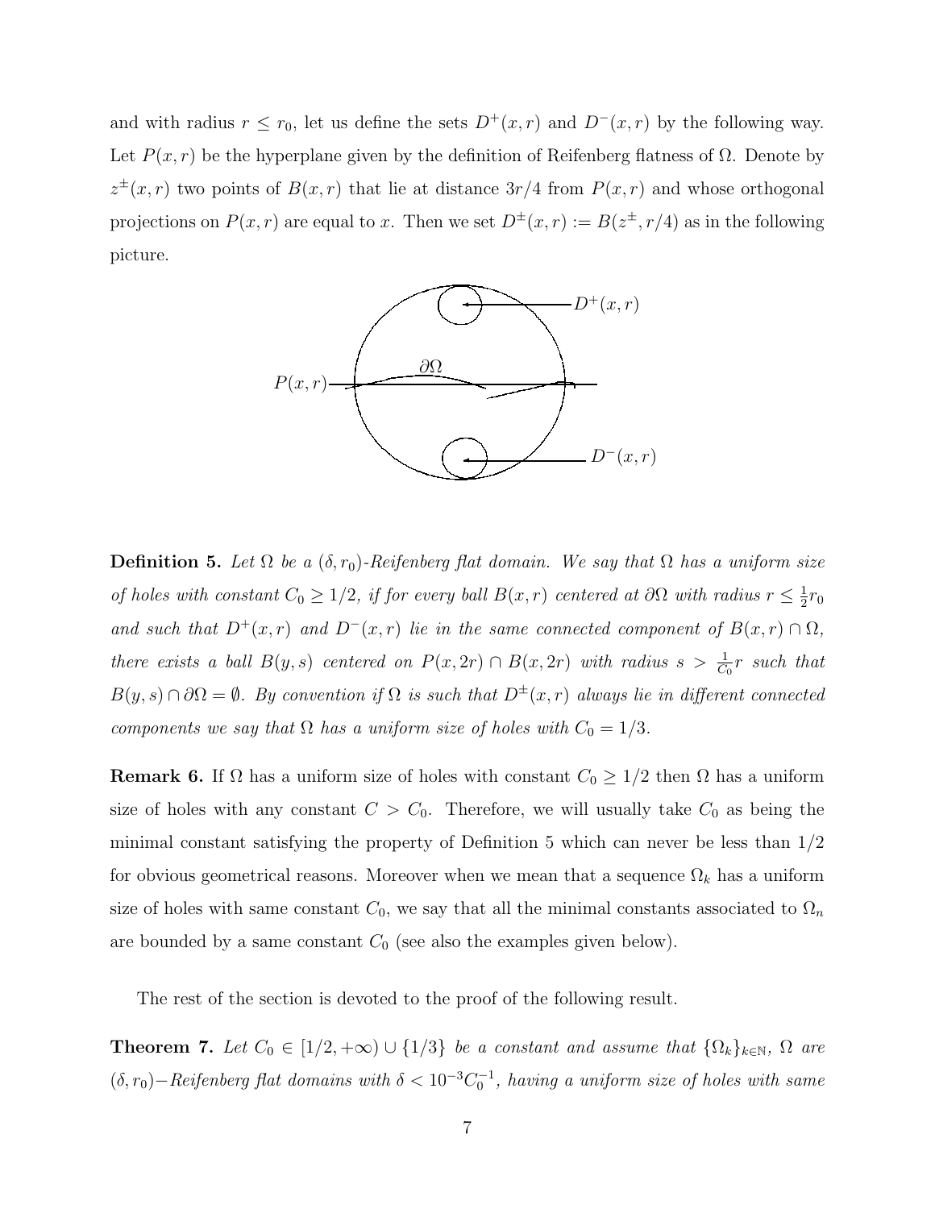and with radius $r \leq r_0$, let us define the sets $D^+(x,r)$ and $D^-(x,r)$ by the following way. Let $P(x,r)$ be the hyperplane given by the definition of Reifenberg flatness of $\Omega$. Denote by $z^\pm(x,r)$ two points of $B(x,r)$ that lie at distance $3r/4$ from $P(x,r)$ and whose orthogonal projections on $P(x,r)$ are equal to $x$. Then we set $D^\pm(x,r) := B(z^\pm, r/4)$ as in the following picture.

**Definition 5.** *Let $\Omega$ be a $(\delta, r_0)$-Reifenberg flat domain. We say that $\Omega$ has a uniform size of holes with constant $C_0 \geq 1/2$, if for every ball $B(x,r)$ centered at $\partial\Omega$ with radius $r \leq \frac{1}{2}r_0$ and such that $D^+(x,r)$ and $D^-(x,r)$ lie in the same connected component of $B(x,r) \cap \Omega$, there exists a ball $B(y,s)$ centered on $P(x,2r) \cap B(x,2r)$ with radius $s > \frac{1}{C_0}r$ such that $B(y,s) \cap \partial\Omega = \emptyset$. By convention if $\Omega$ is such that $D^\pm(x,r)$ always lie in different connected components we say that $\Omega$ has a uniform size of holes with $C_0 = 1/3$.*

**Remark 6.** If $\Omega$ has a uniform size of holes with constant $C_0 \geq 1/2$ then $\Omega$ has a uniform size of holes with any constant $C > C_0$. Therefore, we will usually take $C_0$ as being the minimal constant satisfying the property of Definition 5 which can never be less than $1/2$ for obvious geometrical reasons. Moreover when we mean that a sequence $\Omega_k$ has a uniform size of holes with same constant $C_0$, we say that all the minimal constants associated to $\Omega_n$ are bounded by a same constant $C_0$ (see also the examples given below).

The rest of the section is devoted to the proof of the following result.

**Theorem 7.** *Let $C_0 \in [1/2, +\infty) \cup \{1/3\}$ be a constant and assume that $\{\Omega_k\}_{k\in\mathbb{N}}$, $\Omega$ are $(\delta, r_0)-$Reifenberg flat domains with $\delta < 10^{-3}C_0^{-1}$, having a uniform size of holes with same*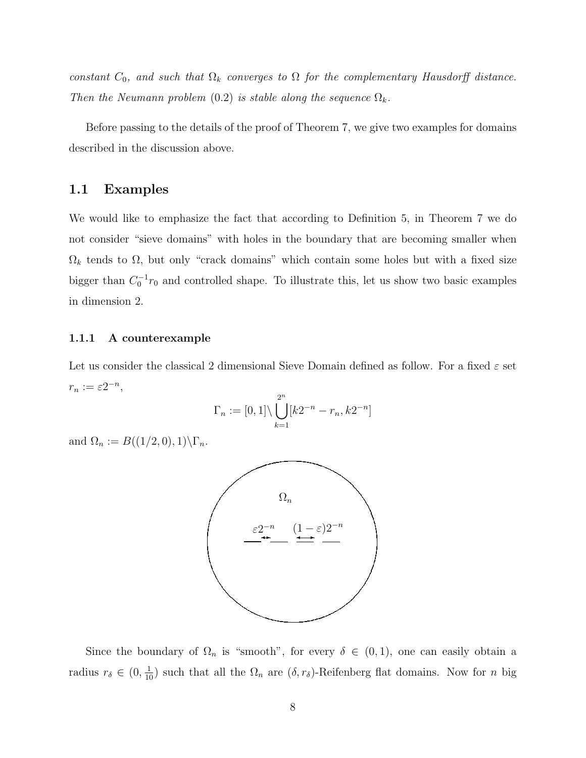*constant $C_0$, and such that $\Omega_k$ converges to $\Omega$ for the complementary Hausdorff distance. Then the Neumann problem (0.2) is stable along the sequence $\Omega_k$.*

Before passing to the details of the proof of Theorem 7, we give two examples for domains described in the discussion above.

## 1.1 Examples

We would like to emphasize the fact that according to Definition 5, in Theorem 7 we do not consider "sieve domains" with holes in the boundary that are becoming smaller when $\Omega_k$ tends to $\Omega$, but only "crack domains" which contain some holes but with a fixed size bigger than $C_0^{-1}r_0$ and controlled shape. To illustrate this, let us show two basic examples in dimension 2.

### 1.1.1 A counterexample

Let us consider the classical 2 dimensional Sieve Domain defined as follow. For a fixed $\varepsilon$ set $r_n := \varepsilon 2^{-n}$,

$$\Gamma_n := [0,1] \backslash \bigcup_{k=1}^{2^n} [k2^{-n} - r_n, k2^{-n}]$$

and $\Omega_n := B((1/2,0),1) \backslash \Gamma_n$.

Since the boundary of $\Omega_n$ is "smooth", for every $\delta \in (0,1)$, one can easily obtain a radius $r_\delta \in (0, \frac{1}{10})$ such that all the $\Omega_n$ are $(\delta, r_\delta)$-Reifenberg flat domains. Now for $n$ big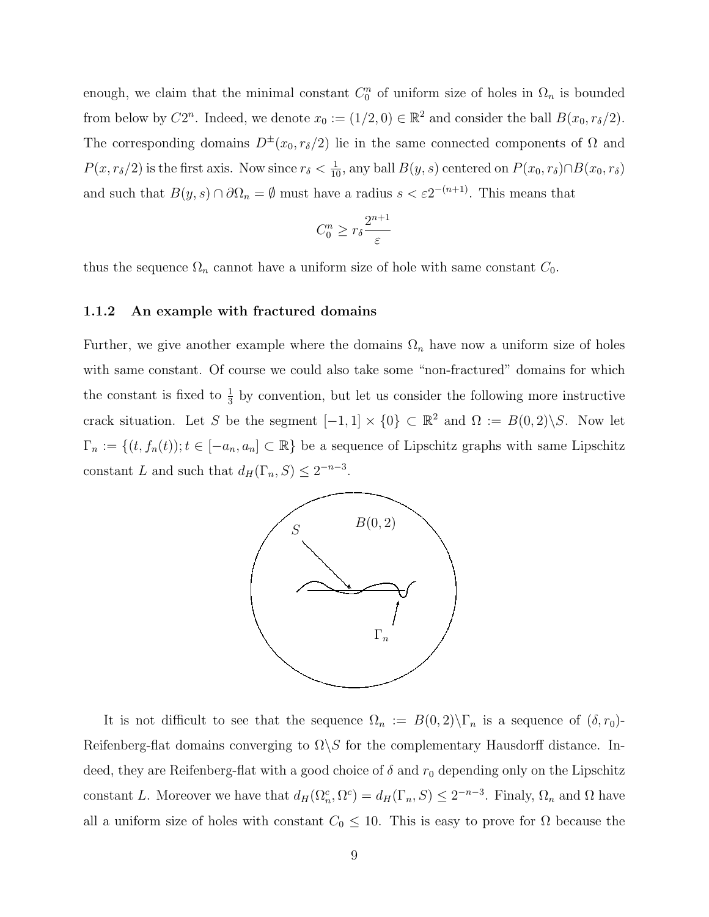enough, we claim that the minimal constant $C_0^n$ of uniform size of holes in $\Omega_n$ is bounded from below by $C2^n$. Indeed, we denote $x_0 := (1/2, 0) \in \mathbb{R}^2$ and consider the ball $B(x_0, r_\delta/2)$. The corresponding domains $D^{\pm}(x_0, r_\delta/2)$ lie in the same connected components of $\Omega$ and $P(x, r_\delta/2)$ is the first axis. Now since $r_\delta < \frac{1}{10}$, any ball $B(y, s)$ centered on $P(x_0, r_\delta) \cap B(x_0, r_\delta)$ and such that $B(y, s) \cap \partial\Omega_n = \emptyset$ must have a radius $s < \varepsilon 2^{-(n+1)}$. This means that

$$C_0^n \geq r_\delta \frac{2^{n+1}}{\varepsilon}$$

thus the sequence $\Omega_n$ cannot have a uniform size of hole with same constant $C_0$.

### 1.1.2 An example with fractured domains

Further, we give another example where the domains $\Omega_n$ have now a uniform size of holes with same constant. Of course we could also take some "non-fractured" domains for which the constant is fixed to $\frac{1}{3}$ by convention, but let us consider the following more instructive crack situation. Let $S$ be the segment $[-1, 1] \times \{0\} \subset \mathbb{R}^2$ and $\Omega := B(0, 2) \backslash S$. Now let $\Gamma_n := \{(t, f_n(t)); t \in [-a_n, a_n] \subset \mathbb{R}\}$ be a sequence of Lipschitz graphs with same Lipschitz constant $L$ and such that $d_H(\Gamma_n, S) \leq 2^{-n-3}$.

It is not difficult to see that the sequence $\Omega_n := B(0, 2) \backslash \Gamma_n$ is a sequence of $(\delta, r_0)$-Reifenberg-flat domains converging to $\Omega \backslash S$ for the complementary Hausdorff distance. Indeed, they are Reifenberg-flat with a good choice of $\delta$ and $r_0$ depending only on the Lipschitz constant $L$. Moreover we have that $d_H(\Omega_n^c, \Omega^c) = d_H(\Gamma_n, S) \leq 2^{-n-3}$. Finaly, $\Omega_n$ and $\Omega$ have all a uniform size of holes with constant $C_0 \leq 10$. This is easy to prove for $\Omega$ because the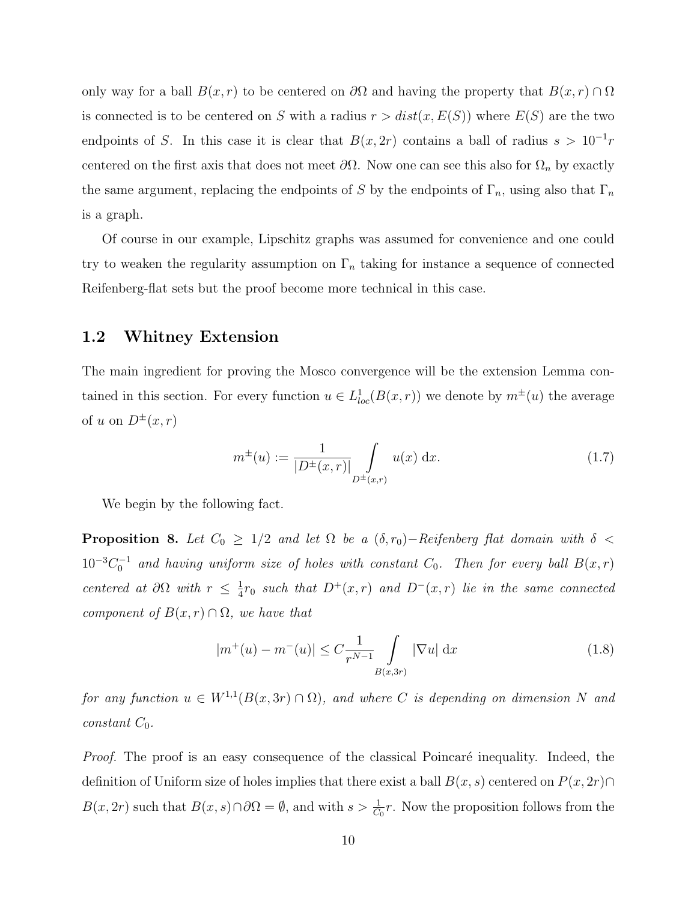only way for a ball $B(x,r)$ to be centered on $\partial\Omega$ and having the property that $B(x,r)\cap\Omega$ is connected is to be centered on $S$ with a radius $r > dist(x, E(S))$ where $E(S)$ are the two endpoints of $S$. In this case it is clear that $B(x,2r)$ contains a ball of radius $s > 10^{-1}r$ centered on the first axis that does not meet $\partial\Omega$. Now one can see this also for $\Omega_n$ by exactly the same argument, replacing the endpoints of $S$ by the endpoints of $\Gamma_n$, using also that $\Gamma_n$ is a graph.

Of course in our example, Lipschitz graphs was assumed for convenience and one could try to weaken the regularity assumption on $\Gamma_n$ taking for instance a sequence of connected Reifenberg-flat sets but the proof become more technical in this case.

## 1.2 Whitney Extension

The main ingredient for proving the Mosco convergence will be the extension Lemma contained in this section. For every function $u \in L^1_{loc}(B(x,r))$ we denote by $m^{\pm}(u)$ the average of $u$ on $D^{\pm}(x,r)$

$$m^{\pm}(u) := \frac{1}{|D^{\pm}(x,r)|}\int\limits_{D^{\pm}(x,r)} u(x)\,\mathrm{d}x. \tag{1.7}$$

We begin by the following fact.

**Proposition 8.** *Let $C_0 \geq 1/2$ and let $\Omega$ be a $(\delta, r_0)-$Reifenberg flat domain with $\delta < 10^{-3}C_0^{-1}$ and having uniform size of holes with constant $C_0$. Then for every ball $B(x,r)$ centered at $\partial\Omega$ with $r \leq \frac{1}{4}r_0$ such that $D^+(x,r)$ and $D^-(x,r)$ lie in the same connected component of $B(x,r)\cap\Omega$, we have that*

$$|m^+(u) - m^-(u)| \leq C\frac{1}{r^{N-1}}\int\limits_{B(x,3r)} |\nabla u|\,\mathrm{d}x \tag{1.8}$$

*for any function $u \in W^{1,1}(B(x,3r)\cap\Omega)$, and where $C$ is depending on dimension $N$ and constant $C_0$.*

*Proof.* The proof is an easy consequence of the classical Poincaré inequality. Indeed, the definition of Uniform size of holes implies that there exist a ball $B(x,s)$ centered on $P(x,2r)\cap B(x,2r)$ such that $B(x,s)\cap\partial\Omega = \emptyset$, and with $s > \frac{1}{C_0}r$. Now the proposition follows from the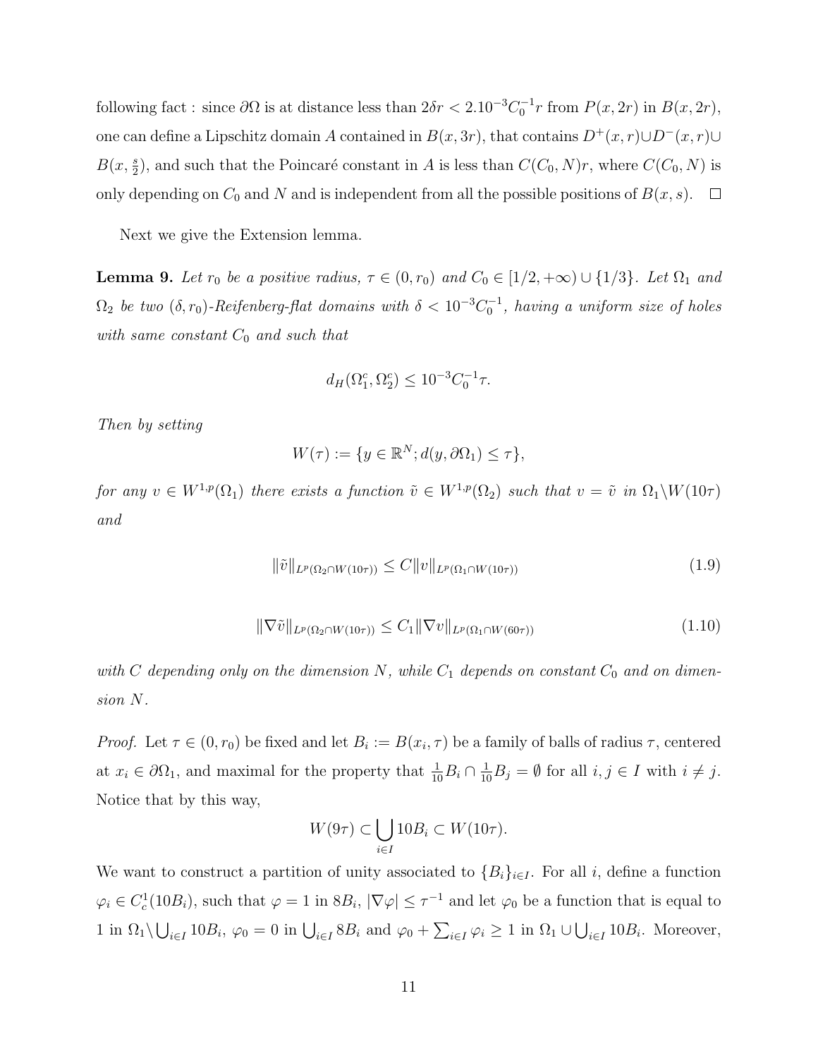following fact : since $\partial\Omega$ is at distance less than $2\delta r < 2.10^{-3}C_0^{-1}r$ from $P(x,2r)$ in $B(x,2r)$, one can define a Lipschitz domain $A$ contained in $B(x,3r)$, that contains $D^+(x,r)\cup D^-(x,r)\cup B(x,\frac{s}{2})$, and such that the Poincaré constant in $A$ is less than $C(C_0,N)r$, where $C(C_0,N)$ is only depending on $C_0$ and $N$ and is independent from all the possible positions of $B(x,s)$. $\square$

Next we give the Extension lemma.

**Lemma 9.** *Let $r_0$ be a positive radius, $\tau \in (0,r_0)$ and $C_0 \in [1/2,+\infty)\cup\{1/3\}$. Let $\Omega_1$ and $\Omega_2$ be two $(\delta,r_0)$-Reifenberg-flat domains with $\delta < 10^{-3}C_0^{-1}$, having a uniform size of holes with same constant $C_0$ and such that*

$$d_H(\Omega_1^c,\Omega_2^c) \le 10^{-3}C_0^{-1}\tau.$$

*Then by setting*

$$W(\tau) := \{y \in \mathbb{R}^N; d(y,\partial\Omega_1) \le \tau\},$$

*for any $v \in W^{1,p}(\Omega_1)$ there exists a function $\tilde v \in W^{1,p}(\Omega_2)$ such that $v = \tilde v$ in $\Omega_1\backslash W(10\tau)$ and*

$$\|\tilde v\|_{L^p(\Omega_2\cap W(10\tau))} \le C\|v\|_{L^p(\Omega_1\cap W(10\tau))} \tag{1.9}$$

$$\|\nabla\tilde v\|_{L^p(\Omega_2\cap W(10\tau))} \le C_1\|\nabla v\|_{L^p(\Omega_1\cap W(60\tau))} \tag{1.10}$$

*with $C$ depending only on the dimension $N$, while $C_1$ depends on constant $C_0$ and on dimension $N$.*

*Proof.* Let $\tau \in (0,r_0)$ be fixed and let $B_i := B(x_i,\tau)$ be a family of balls of radius $\tau$, centered at $x_i \in \partial\Omega_1$, and maximal for the property that $\frac{1}{10}B_i \cap \frac{1}{10}B_j = \emptyset$ for all $i,j \in I$ with $i \neq j$. Notice that by this way,

$$W(9\tau) \subset \bigcup_{i\in I} 10B_i \subset W(10\tau).$$

We want to construct a partition of unity associated to $\{B_i\}_{i\in I}$. For all $i$, define a function $\varphi_i \in C_c^1(10B_i)$, such that $\varphi = 1$ in $8B_i$, $|\nabla\varphi| \le \tau^{-1}$ and let $\varphi_0$ be a function that is equal to 1 in $\Omega_1\backslash\bigcup_{i\in I}10B_i$, $\varphi_0 = 0$ in $\bigcup_{i\in I}8B_i$ and $\varphi_0 + \sum_{i\in I}\varphi_i \ge 1$ in $\Omega_1\cup\bigcup_{i\in I}10B_i$. Moreover,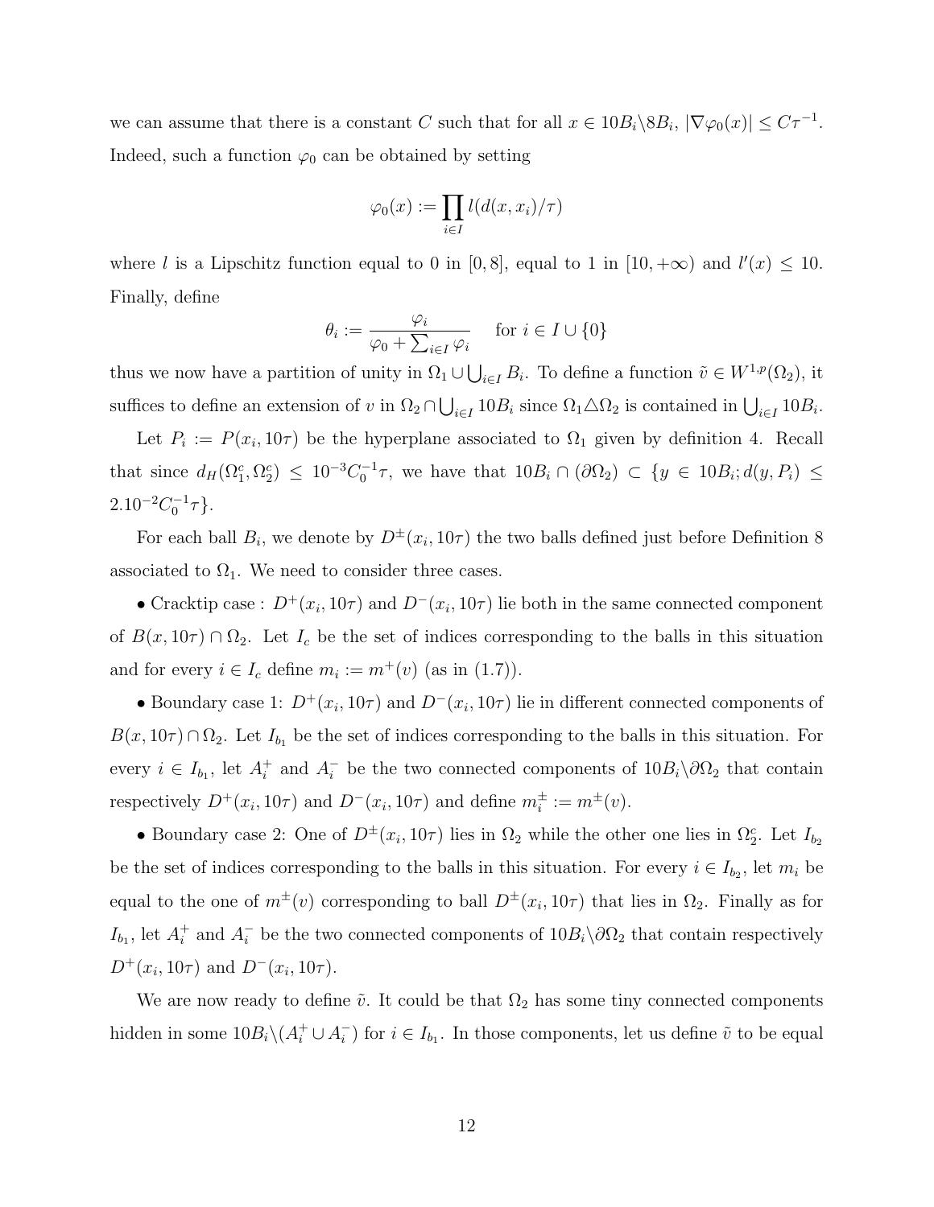we can assume that there is a constant $C$ such that for all $x \in 10B_i \backslash 8B_i$, $|\nabla \varphi_0(x)| \leq C\tau^{-1}$. Indeed, such a function $\varphi_0$ can be obtained by setting

$$\varphi_0(x) := \prod_{i \in I} l(d(x, x_i)/\tau)$$

where $l$ is a Lipschitz function equal to 0 in $[0, 8]$, equal to 1 in $[10, +\infty)$ and $l'(x) \leq 10$. Finally, define

$$\theta_i := \frac{\varphi_i}{\varphi_0 + \sum_{i \in I} \varphi_i} \quad \text{for } i \in I \cup \{0\}$$

thus we now have a partition of unity in $\Omega_1 \cup \bigcup_{i \in I} B_i$. To define a function $\tilde{v} \in W^{1,p}(\Omega_2)$, it suffices to define an extension of $v$ in $\Omega_2 \cap \bigcup_{i \in I} 10B_i$ since $\Omega_1 \triangle \Omega_2$ is contained in $\bigcup_{i \in I} 10B_i$.

Let $P_i := P(x_i, 10\tau)$ be the hyperplane associated to $\Omega_1$ given by definition 4. Recall that since $d_H(\Omega_1^c, \Omega_2^c) \leq 10^{-3} C_0^{-1} \tau$, we have that $10B_i \cap (\partial\Omega_2) \subset \{y \in 10B_i; d(y, P_i) \leq 2.10^{-2} C_0^{-1} \tau\}$.

For each ball $B_i$, we denote by $D^{\pm}(x_i, 10\tau)$ the two balls defined just before Definition 8 associated to $\Omega_1$. We need to consider three cases.

• Cracktip case : $D^+(x_i, 10\tau)$ and $D^-(x_i, 10\tau)$ lie both in the same connected component of $B(x, 10\tau) \cap \Omega_2$. Let $I_c$ be the set of indices corresponding to the balls in this situation and for every $i \in I_c$ define $m_i := m^+(v)$ (as in (1.7)).

• Boundary case 1: $D^+(x_i, 10\tau)$ and $D^-(x_i, 10\tau)$ lie in different connected components of $B(x, 10\tau) \cap \Omega_2$. Let $I_{b_1}$ be the set of indices corresponding to the balls in this situation. For every $i \in I_{b_1}$, let $A_i^+$ and $A_i^-$ be the two connected components of $10B_i \backslash \partial\Omega_2$ that contain respectively $D^+(x_i, 10\tau)$ and $D^-(x_i, 10\tau)$ and define $m_i^{\pm} := m^{\pm}(v)$.

• Boundary case 2: One of $D^{\pm}(x_i, 10\tau)$ lies in $\Omega_2$ while the other one lies in $\Omega_2^c$. Let $I_{b_2}$ be the set of indices corresponding to the balls in this situation. For every $i \in I_{b_2}$, let $m_i$ be equal to the one of $m^{\pm}(v)$ corresponding to ball $D^{\pm}(x_i, 10\tau)$ that lies in $\Omega_2$. Finally as for $I_{b_1}$, let $A_i^+$ and $A_i^-$ be the two connected components of $10B_i \backslash \partial\Omega_2$ that contain respectively $D^+(x_i, 10\tau)$ and $D^-(x_i, 10\tau)$.

We are now ready to define $\tilde{v}$. It could be that $\Omega_2$ has some tiny connected components hidden in some $10B_i \backslash (A_i^+ \cup A_i^-)$ for $i \in I_{b_1}$. In those components, let us define $\tilde{v}$ to be equal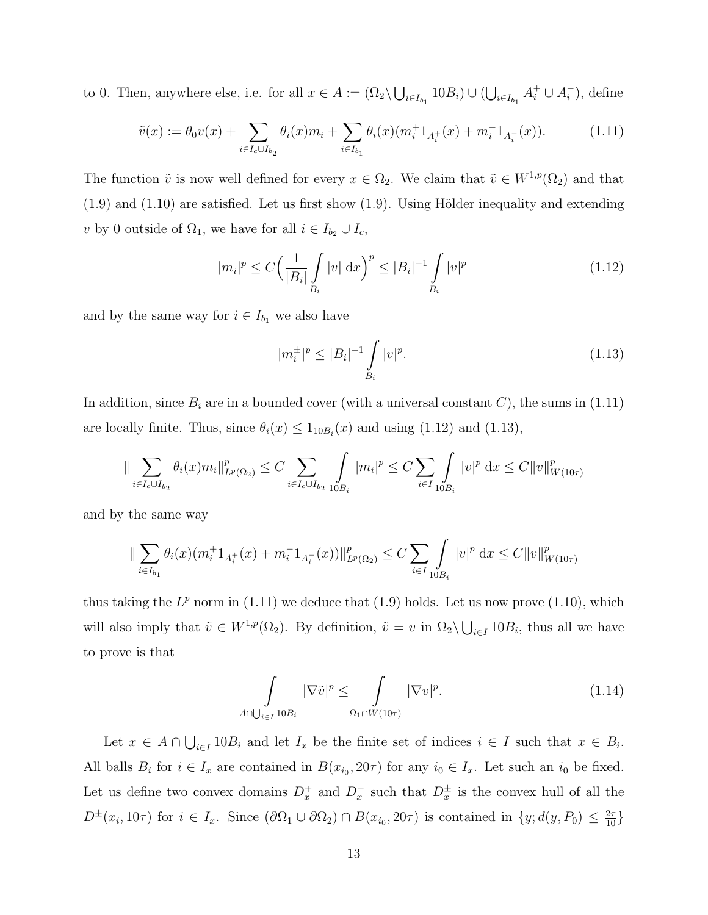to 0. Then, anywhere else, i.e. for all $x \in A := (\Omega_2 \backslash \bigcup_{i \in I_{b_1}} 10B_i) \cup (\bigcup_{i \in I_{b_1}} A_i^+ \cup A_i^-)$, define

$$\tilde{v}(x) := \theta_0 v(x) + \sum_{i \in I_c \cup I_{b_2}} \theta_i(x) m_i + \sum_{i \in I_{b_1}} \theta_i(x)(m_i^+ 1_{A_i^+}(x) + m_i^- 1_{A_i^-}(x)). \tag{1.11}$$

The function $\tilde{v}$ is now well defined for every $x \in \Omega_2$. We claim that $\tilde{v} \in W^{1,p}(\Omega_2)$ and that (1.9) and (1.10) are satisfied. Let us first show (1.9). Using Hölder inequality and extending $v$ by 0 outside of $\Omega_1$, we have for all $i \in I_{b_2} \cup I_c$,

$$|m_i|^p \leq C\Big(\frac{1}{|B_i|}\int_{B_i} |v| \,\mathrm{d}x\Big)^p \leq |B_i|^{-1}\int_{B_i} |v|^p \tag{1.12}$$

and by the same way for $i \in I_{b_1}$ we also have

$$|m_i^\pm|^p \leq |B_i|^{-1}\int_{B_i} |v|^p. \tag{1.13}$$

In addition, since $B_i$ are in a bounded cover (with a universal constant $C$), the sums in (1.11) are locally finite. Thus, since $\theta_i(x) \leq 1_{10B_i}(x)$ and using (1.12) and (1.13),

$$\|\sum_{i \in I_c \cup I_{b_2}} \theta_i(x) m_i\|^p_{L^p(\Omega_2)} \leq C \sum_{i \in I_c \cup I_{b_2}} \int_{10B_i} |m_i|^p \leq C \sum_{i \in I} \int_{10B_i} |v|^p \,\mathrm{d}x \leq C\|v\|^p_{W(10\tau)}$$

and by the same way

$$\|\sum_{i \in I_{b_1}} \theta_i(x)(m_i^+ 1_{A_i^+}(x) + m_i^- 1_{A_i^-}(x))\|^p_{L^p(\Omega_2)} \leq C \sum_{i \in I} \int_{10B_i} |v|^p \,\mathrm{d}x \leq C\|v\|^p_{W(10\tau)}$$

thus taking the $L^p$ norm in (1.11) we deduce that (1.9) holds. Let us now prove (1.10), which will also imply that $\tilde{v} \in W^{1,p}(\Omega_2)$. By definition, $\tilde{v} = v$ in $\Omega_2 \backslash \bigcup_{i \in I} 10B_i$, thus all we have to prove is that

$$\int_{A \cap \bigcup_{i \in I} 10B_i} |\nabla \tilde{v}|^p \leq \int_{\Omega_1 \cap W(10\tau)} |\nabla v|^p. \tag{1.14}$$

Let $x \in A \cap \bigcup_{i \in I} 10B_i$ and let $I_x$ be the finite set of indices $i \in I$ such that $x \in B_i$. All balls $B_i$ for $i \in I_x$ are contained in $B(x_{i_0}, 20\tau)$ for any $i_0 \in I_x$. Let such an $i_0$ be fixed. Let us define two convex domains $D_x^+$ and $D_x^-$ such that $D_x^\pm$ is the convex hull of all the $D^\pm(x_i, 10\tau)$ for $i \in I_x$. Since $(\partial\Omega_1 \cup \partial\Omega_2) \cap B(x_{i_0}, 20\tau)$ is contained in $\{y; d(y, P_0) \leq \frac{2\tau}{10}\}$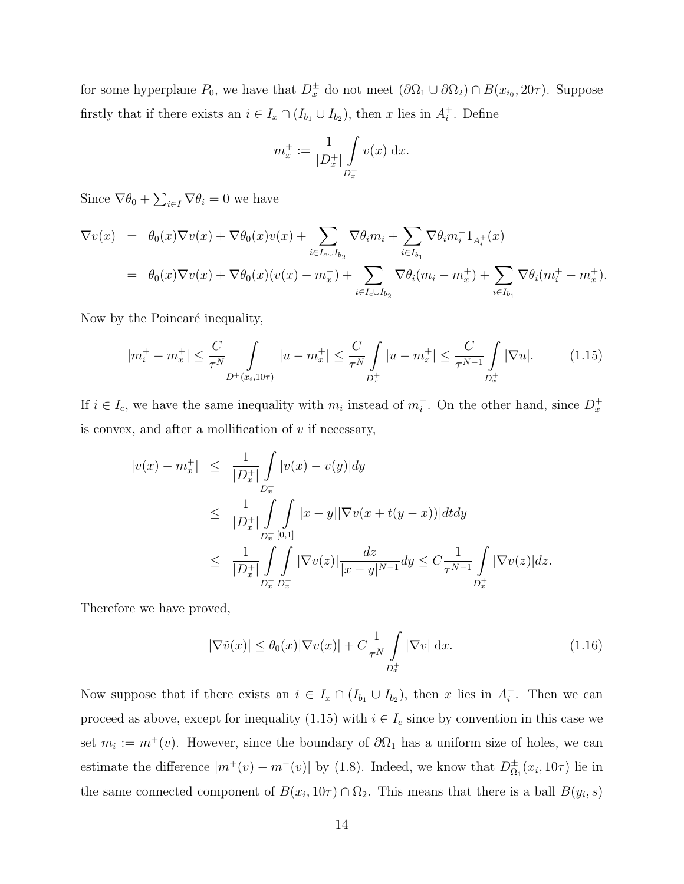for some hyperplane $P_0$, we have that $D_x^{\pm}$ do not meet $(\partial\Omega_1 \cup \partial\Omega_2) \cap B(x_{i_0}, 20\tau)$. Suppose firstly that if there exists an $i \in I_x \cap (I_{b_1} \cup I_{b_2})$, then $x$ lies in $A_i^+$. Define

$$m_x^+ := \frac{1}{|D_x^+|} \int\limits_{D_x^+} v(x) \, \mathrm{d}x.$$

Since $\nabla\theta_0 + \sum_{i \in I} \nabla\theta_i = 0$ we have

$$\begin{aligned}
\nabla v(x) &= \theta_0(x)\nabla v(x) + \nabla\theta_0(x)v(x) + \sum_{i \in I_c \cup I_{b_2}} \nabla\theta_i m_i + \sum_{i \in I_{b_1}} \nabla\theta_i m_i^+ 1_{A_i^+}(x) \\
&= \theta_0(x)\nabla v(x) + \nabla\theta_0(x)(v(x) - m_x^+) + \sum_{i \in I_c \cup I_{b_2}} \nabla\theta_i (m_i - m_x^+) + \sum_{i \in I_{b_1}} \nabla\theta_i (m_i^+ - m_x^+).
\end{aligned}$$

Now by the Poincaré inequality,

$$|m_i^+ - m_x^+| \leq \frac{C}{\tau^N} \int\limits_{D^+(x_i, 10\tau)} |u - m_x^+| \leq \frac{C}{\tau^N} \int\limits_{D_x^+} |u - m_x^+| \leq \frac{C}{\tau^{N-1}} \int\limits_{D_x^+} |\nabla u|. \tag{1.15}$$

If $i \in I_c$, we have the same inequality with $m_i$ instead of $m_i^+$. On the other hand, since $D_x^+$ is convex, and after a mollification of $v$ if necessary,

$$\begin{aligned}
|v(x) - m_x^+| &\leq \frac{1}{|D_x^+|} \int\limits_{D_x^+} |v(x) - v(y)| dy \\
&\leq \frac{1}{|D_x^+|} \int\limits_{D_x^+} \int\limits_{[0,1]} |x - y| |\nabla v(x + t(y - x))| dt dy \\
&\leq \frac{1}{|D_x^+|} \int\limits_{D_x^+} \int\limits_{D_x^+} |\nabla v(z)| \frac{dz}{|x - y|^{N-1}} dy \leq C \frac{1}{\tau^{N-1}} \int\limits_{D_x^+} |\nabla v(z)| dz.
\end{aligned}$$

Therefore we have proved,

$$|\nabla \tilde{v}(x)| \leq \theta_0(x)|\nabla v(x)| + C \frac{1}{\tau^N} \int\limits_{D_x^+} |\nabla v| \, \mathrm{d}x. \tag{1.16}$$

Now suppose that if there exists an $i \in I_x \cap (I_{b_1} \cup I_{b_2})$, then $x$ lies in $A_i^-$. Then we can proceed as above, except for inequality (1.15) with $i \in I_c$ since by convention in this case we set $m_i := m^+(v)$. However, since the boundary of $\partial\Omega_1$ has a uniform size of holes, we can estimate the difference $|m^+(v) - m^-(v)|$ by (1.8). Indeed, we know that $D_{\Omega_1}^{\pm}(x_i, 10\tau)$ lie in the same connected component of $B(x_i, 10\tau) \cap \Omega_2$. This means that there is a ball $B(y_i, s)$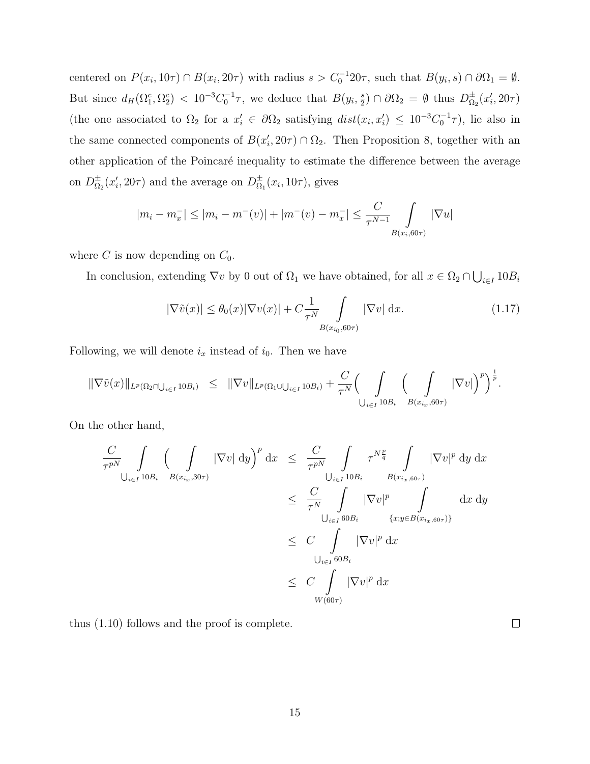centered on $P(x_i, 10\tau) \cap B(x_i, 20\tau)$ with radius $s > C_0^{-1} 20\tau$, such that $B(y_i, s) \cap \partial\Omega_1 = \emptyset$. But since $d_H(\Omega_1^c, \Omega_2^c) < 10^{-3} C_0^{-1}\tau$, we deduce that $B(y_i, \frac{s}{2}) \cap \partial\Omega_2 = \emptyset$ thus $D^{\pm}_{\Omega_2}(x_i', 20\tau)$ (the one associated to $\Omega_2$ for a $x_i' \in \partial\Omega_2$ satisfying $dist(x_i, x_i') \leq 10^{-3}C_0^{-1}\tau$), lie also in the same connected components of $B(x_i', 20\tau) \cap \Omega_2$. Then Proposition 8, together with an other application of the Poincaré inequality to estimate the difference between the average on $D^{\pm}_{\Omega_2}(x_i', 20\tau)$ and the average on $D^{\pm}_{\Omega_1}(x_i, 10\tau)$, gives

$$|m_i - m_x^-| \leq |m_i - m^-(v)| + |m^-(v) - m_x^-| \leq \frac{C}{\tau^{N-1}} \int\limits_{B(x_i, 60\tau)} |\nabla u|$$

where $C$ is now depending on $C_0$.

In conclusion, extending $\nabla v$ by 0 out of $\Omega_1$ we have obtained, for all $x \in \Omega_2 \cap \bigcup_{i \in I} 10B_i$

$$|\nabla \tilde{v}(x)| \leq \theta_0(x)|\nabla v(x)| + C\frac{1}{\tau^N} \int\limits_{B(x_{i_0}, 60\tau)} |\nabla v| \, \mathrm{d}x. \tag{1.17}$$

Following, we will denote $i_x$ instead of $i_0$. Then we have

$$\|\nabla \tilde{v}(x)\|_{L^p(\Omega_2 \cap \bigcup_{i\in I} 10B_i)} \leq \|\nabla v\|_{L^p(\Omega_1 \cup \bigcup_{i \in I} 10B_i)} + \frac{C}{\tau^N}\Big( \int\limits_{\bigcup_{i\in I} 10B_i} \Big( \int\limits_{B(x_{i_x}, 60\tau)} |\nabla v|\Big)^p \Big)^{\frac{1}{p}}.$$

On the other hand,

$$\begin{aligned}
\frac{C}{\tau^{pN}} \int\limits_{\bigcup_{i\in I} 10B_i} \Big( \int\limits_{B(x_{i_x}, 30\tau)} |\nabla v| \, \mathrm{d}y\Big)^p \mathrm{d}x &\leq \frac{C}{\tau^{pN}} \int\limits_{\bigcup_{i\in I} 10B_i} \tau^{N\frac{p}{q}} \int\limits_{B(x_{i_x}, 60\tau)} |\nabla v|^p \, \mathrm{d}y \, \mathrm{d}x \\
&\leq \frac{C}{\tau^N} \int\limits_{\bigcup_{i\in I} 60B_i} |\nabla v|^p \int\limits_{\{x; y \in B(x_{i_x}, 60\tau)\}} \mathrm{d}x \, \mathrm{d}y \\
&\leq C \int\limits_{\bigcup_{i \in I} 60B_i} |\nabla v|^p \, \mathrm{d}x \\
&\leq C \int\limits_{W(60\tau)} |\nabla v|^p \, \mathrm{d}x
\end{aligned}$$

thus (1.10) follows and the proof is complete. □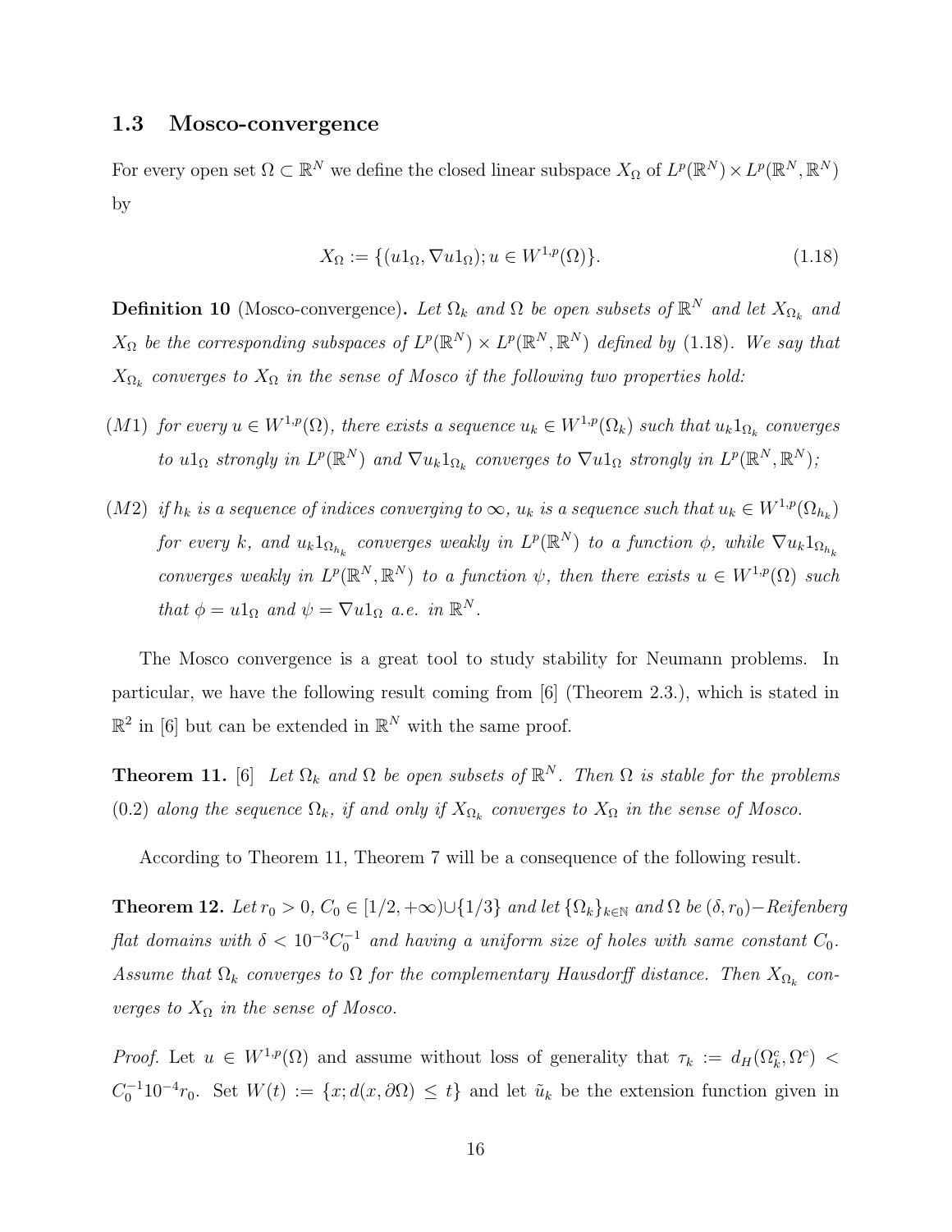### 1.3 Mosco-convergence

For every open set $\Omega \subset \mathbb{R}^N$ we define the closed linear subspace $X_\Omega$ of $L^p(\mathbb{R}^N) \times L^p(\mathbb{R}^N, \mathbb{R}^N)$ by

$$X_\Omega := \{(u1_\Omega, \nabla u1_\Omega); u \in W^{1,p}(\Omega)\}. \tag{1.18}$$

**Definition 10** (Mosco-convergence)**.** *Let $\Omega_k$ and $\Omega$ be open subsets of $\mathbb{R}^N$ and let $X_{\Omega_k}$ and $X_\Omega$ be the corresponding subspaces of $L^p(\mathbb{R}^N) \times L^p(\mathbb{R}^N, \mathbb{R}^N)$ defined by (1.18). We say that $X_{\Omega_k}$ converges to $X_\Omega$ in the sense of Mosco if the following two properties hold:*

$(M1)$ *for every $u \in W^{1,p}(\Omega)$, there exists a sequence $u_k \in W^{1,p}(\Omega_k)$ such that $u_k 1_{\Omega_k}$ converges to $u1_\Omega$ strongly in $L^p(\mathbb{R}^N)$ and $\nabla u_k 1_{\Omega_k}$ converges to $\nabla u 1_\Omega$ strongly in $L^p(\mathbb{R}^N, \mathbb{R}^N)$;*

$(M2)$ *if $h_k$ is a sequence of indices converging to $\infty$, $u_k$ is a sequence such that $u_k \in W^{1,p}(\Omega_{h_k})$ for every $k$, and $u_k 1_{\Omega_{h_k}}$ converges weakly in $L^p(\mathbb{R}^N)$ to a function $\phi$, while $\nabla u_k 1_{\Omega_{h_k}}$ converges weakly in $L^p(\mathbb{R}^N, \mathbb{R}^N)$ to a function $\psi$, then there exists $u \in W^{1,p}(\Omega)$ such that $\phi = u1_\Omega$ and $\psi = \nabla u 1_\Omega$ a.e. in $\mathbb{R}^N$.*

The Mosco convergence is a great tool to study stability for Neumann problems. In particular, we have the following result coming from [6] (Theorem 2.3.), which is stated in $\mathbb{R}^2$ in [6] but can be extended in $\mathbb{R}^N$ with the same proof.

**Theorem 11.** [6] *Let $\Omega_k$ and $\Omega$ be open subsets of $\mathbb{R}^N$. Then $\Omega$ is stable for the problems (0.2) along the sequence $\Omega_k$, if and only if $X_{\Omega_k}$ converges to $X_\Omega$ in the sense of Mosco.*

According to Theorem 11, Theorem 7 will be a consequence of the following result.

**Theorem 12.** *Let $r_0 > 0$, $C_0 \in [1/2, +\infty) \cup \{1/3\}$ and let $\{\Omega_k\}_{k\in\mathbb{N}}$ and $\Omega$ be $(\delta, r_0)-$Reifenberg flat domains with $\delta < 10^{-3}C_0^{-1}$ and having a uniform size of holes with same constant $C_0$. Assume that $\Omega_k$ converges to $\Omega$ for the complementary Hausdorff distance. Then $X_{\Omega_k}$ converges to $X_\Omega$ in the sense of Mosco.*

*Proof.* Let $u \in W^{1,p}(\Omega)$ and assume without loss of generality that $\tau_k := d_H(\Omega_k^c, \Omega^c) < C_0^{-1}10^{-4}r_0$. Set $W(t) := \{x; d(x, \partial\Omega) \leq t\}$ and let $\tilde{u}_k$ be the extension function given in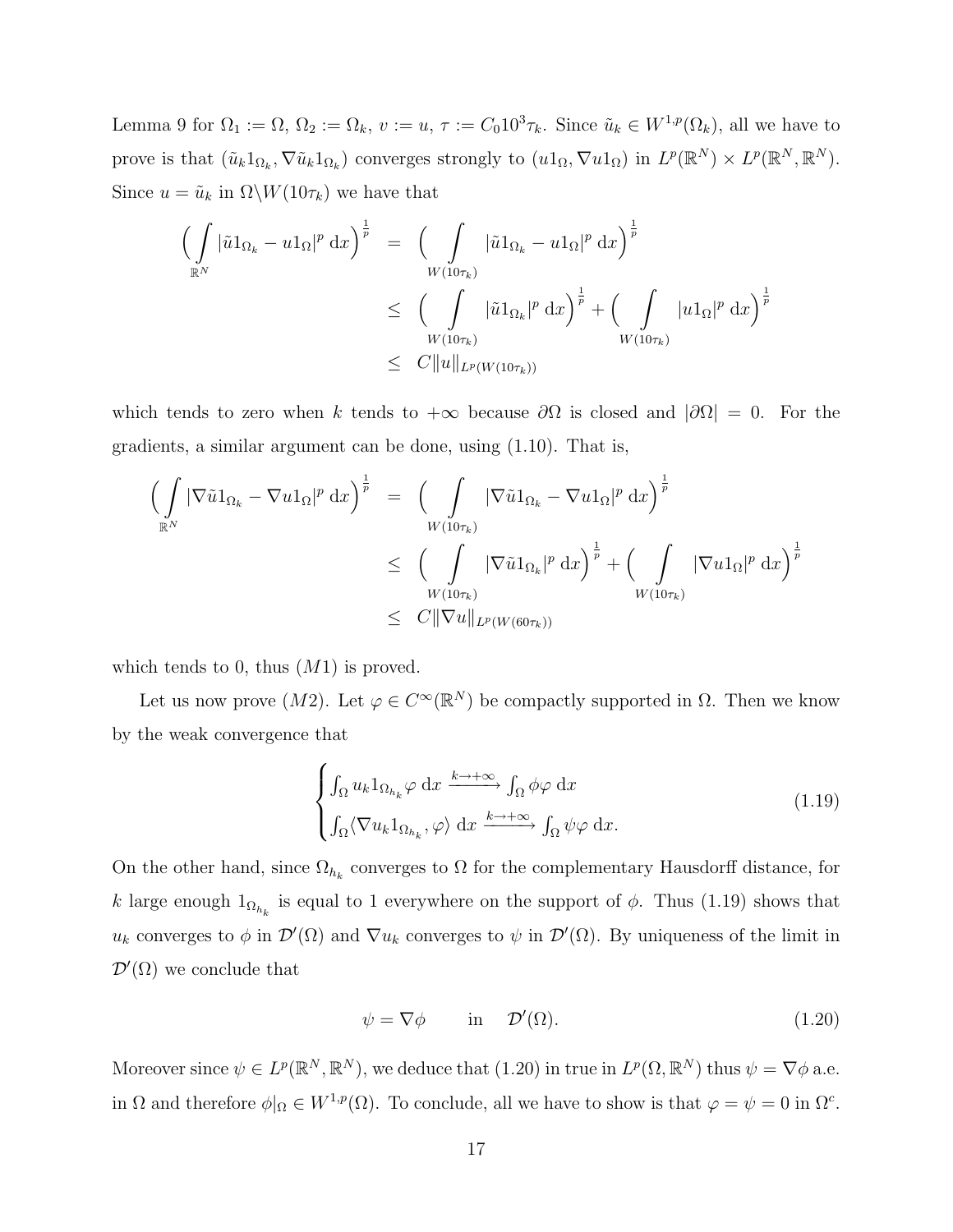Lemma 9 for $\Omega_1 := \Omega$, $\Omega_2 := \Omega_k$, $v := u$, $\tau := C_0 10^3 \tau_k$. Since $\tilde{u}_k \in W^{1,p}(\Omega_k)$, all we have to prove is that $(\tilde{u}_k 1_{\Omega_k}, \nabla \tilde{u}_k 1_{\Omega_k})$ converges strongly to $(u 1_\Omega, \nabla u 1_\Omega)$ in $L^p(\mathbb{R}^N) \times L^p(\mathbb{R}^N, \mathbb{R}^N)$. Since $u = \tilde{u}_k$ in $\Omega \backslash W(10\tau_k)$ we have that

$$
\begin{aligned}
\Big( \int_{\mathbb{R}^N} |\tilde{u} 1_{\Omega_k} - u 1_\Omega|^p \, \mathrm{d}x \Big)^{\frac{1}{p}} &= \Big( \int_{W(10\tau_k)} |\tilde{u} 1_{\Omega_k} - u 1_\Omega|^p \, \mathrm{d}x \Big)^{\frac{1}{p}} \\
&\leq \Big( \int_{W(10\tau_k)} |\tilde{u} 1_{\Omega_k}|^p \, \mathrm{d}x \Big)^{\frac{1}{p}} + \Big( \int_{W(10\tau_k)} |u 1_\Omega|^p \, \mathrm{d}x \Big)^{\frac{1}{p}} \\
&\leq C \|u\|_{L^p(W(10\tau_k))}
\end{aligned}
$$

which tends to zero when $k$ tends to $+\infty$ because $\partial\Omega$ is closed and $|\partial\Omega| = 0$. For the gradients, a similar argument can be done, using (1.10). That is,

$$
\begin{aligned}
\Big( \int_{\mathbb{R}^N} |\nabla \tilde{u} 1_{\Omega_k} - \nabla u 1_\Omega|^p \, \mathrm{d}x \Big)^{\frac{1}{p}} &= \Big( \int_{W(10\tau_k)} |\nabla \tilde{u} 1_{\Omega_k} - \nabla u 1_\Omega|^p \, \mathrm{d}x \Big)^{\frac{1}{p}} \\
&\leq \Big( \int_{W(10\tau_k)} |\nabla \tilde{u} 1_{\Omega_k}|^p \, \mathrm{d}x \Big)^{\frac{1}{p}} + \Big( \int_{W(10\tau_k)} |\nabla u 1_\Omega|^p \, \mathrm{d}x \Big)^{\frac{1}{p}} \\
&\leq C \|\nabla u\|_{L^p(W(60\tau_k))}
\end{aligned}
$$

which tends to 0, thus $(M1)$ is proved.

Let us now prove $(M2)$. Let $\varphi \in C^\infty(\mathbb{R}^N)$ be compactly supported in $\Omega$. Then we know by the weak convergence that

$$
\begin{cases}
\int_\Omega u_k 1_{\Omega_{h_k}} \varphi \, \mathrm{d}x \xrightarrow{k \to +\infty} \int_\Omega \phi \varphi \, \mathrm{d}x \\
\int_\Omega \langle \nabla u_k 1_{\Omega_{h_k}}, \varphi \rangle \, \mathrm{d}x \xrightarrow{k \to +\infty} \int_\Omega \psi \varphi \, \mathrm{d}x.
\end{cases}
\tag{1.19}
$$

On the other hand, since $\Omega_{h_k}$ converges to $\Omega$ for the complementary Hausdorff distance, for $k$ large enough $1_{\Omega_{h_k}}$ is equal to 1 everywhere on the support of $\phi$. Thus (1.19) shows that $u_k$ converges to $\phi$ in $\mathcal{D}'(\Omega)$ and $\nabla u_k$ converges to $\psi$ in $\mathcal{D}'(\Omega)$. By uniqueness of the limit in $\mathcal{D}'(\Omega)$ we conclude that

$$
\psi = \nabla \phi \qquad \text{in} \quad \mathcal{D}'(\Omega). \tag{1.20}
$$

Moreover since $\psi \in L^p(\mathbb{R}^N, \mathbb{R}^N)$, we deduce that (1.20) in true in $L^p(\Omega, \mathbb{R}^N)$ thus $\psi = \nabla \phi$ a.e. in $\Omega$ and therefore $\phi|_\Omega \in W^{1,p}(\Omega)$. To conclude, all we have to show is that $\varphi = \psi = 0$ in $\Omega^c$.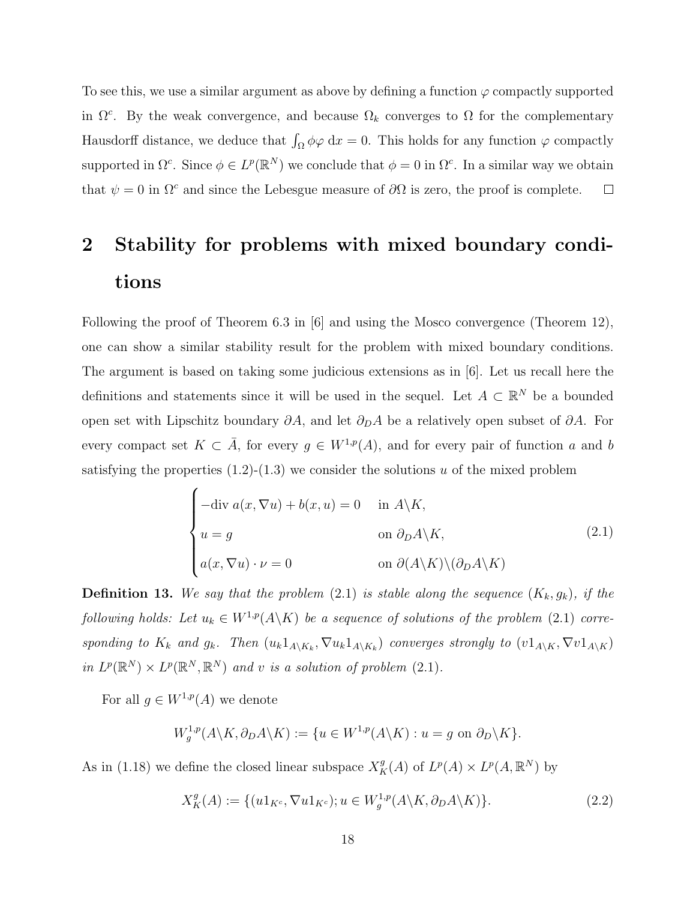To see this, we use a similar argument as above by defining a function $\varphi$ compactly supported in $\Omega^c$. By the weak convergence, and because $\Omega_k$ converges to $\Omega$ for the complementary Hausdorff distance, we deduce that $\int_\Omega \phi\varphi \, \mathrm{d}x = 0$. This holds for any function $\varphi$ compactly supported in $\Omega^c$. Since $\phi \in L^p(\mathbb{R}^N)$ we conclude that $\phi = 0$ in $\Omega^c$. In a similar way we obtain that $\psi = 0$ in $\Omega^c$ and since the Lebesgue measure of $\partial\Omega$ is zero, the proof is complete. $\square$

## 2 Stability for problems with mixed boundary conditions

Following the proof of Theorem 6.3 in [6] and using the Mosco convergence (Theorem 12), one can show a similar stability result for the problem with mixed boundary conditions. The argument is based on taking some judicious extensions as in [6]. Let us recall here the definitions and statements since it will be used in the sequel. Let $A \subset \mathbb{R}^N$ be a bounded open set with Lipschitz boundary $\partial A$, and let $\partial_D A$ be a relatively open subset of $\partial A$. For every compact set $K \subset \bar{A}$, for every $g \in W^{1,p}(A)$, and for every pair of function $a$ and $b$ satisfying the properties (1.2)-(1.3) we consider the solutions $u$ of the mixed problem

$$\begin{cases} -\mathrm{div}\, a(x, \nabla u) + b(x, u) = 0 & \text{in } A \backslash K, \\ u = g & \text{on } \partial_D A \backslash K, \\ a(x, \nabla u) \cdot \nu = 0 & \text{on } \partial(A \backslash K) \backslash (\partial_D A \backslash K) \end{cases} \tag{2.1}$$

**Definition 13.** *We say that the problem* (2.1) *is stable along the sequence* $(K_k, g_k)$*, if the following holds: Let* $u_k \in W^{1,p}(A \backslash K)$ *be a sequence of solutions of the problem* (2.1) *corresponding to* $K_k$ *and* $g_k$*. Then* $(u_k 1_{A\backslash K_k}, \nabla u_k 1_{A\backslash K_k})$ *converges strongly to* $(v 1_{A\backslash K}, \nabla v 1_{A\backslash K})$ *in* $L^p(\mathbb{R}^N) \times L^p(\mathbb{R}^N, \mathbb{R}^N)$ *and* $v$ *is a solution of problem* (2.1).

For all $g \in W^{1,p}(A)$ we denote

$$W^{1,p}_g(A \backslash K, \partial_D A \backslash K) := \{u \in W^{1,p}(A \backslash K) : u = g \text{ on } \partial_D \backslash K\}.$$

As in (1.18) we define the closed linear subspace $X^g_K(A)$ of $L^p(A) \times L^p(A, \mathbb{R}^N)$ by

$$X^g_K(A) := \{(u 1_{K^c}, \nabla u 1_{K^c}); u \in W^{1,p}_g(A \backslash K, \partial_D A \backslash K)\}. \tag{2.2}$$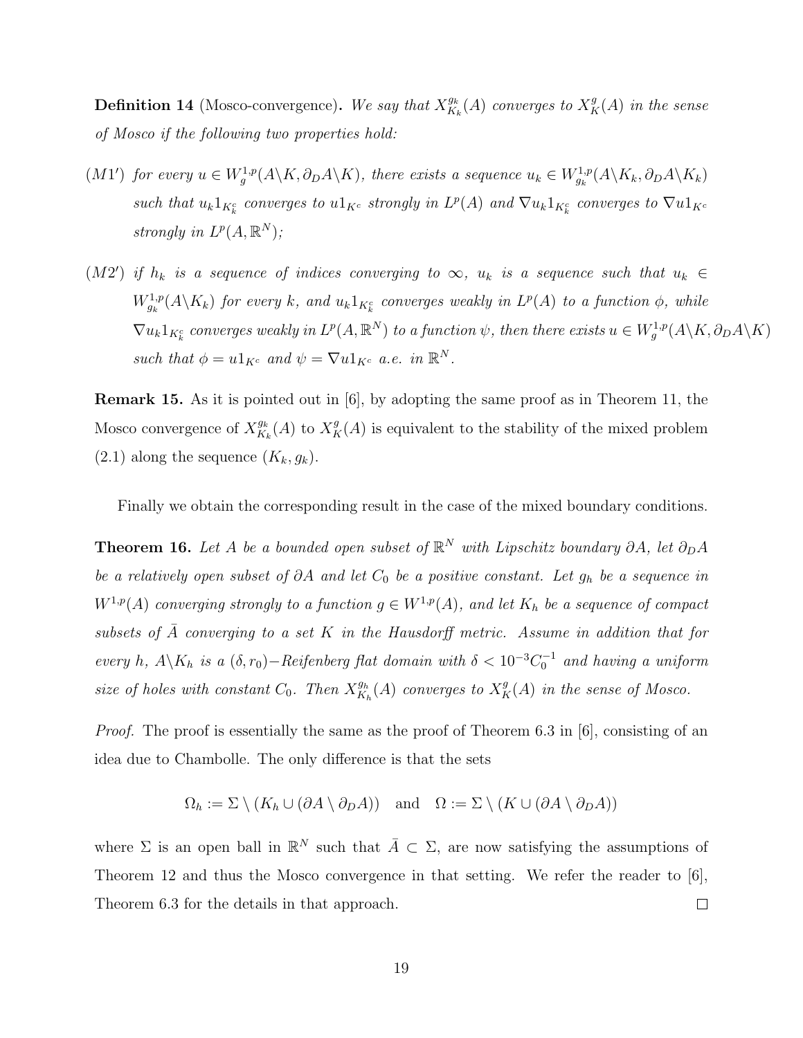**Definition 14** (Mosco-convergence)**.** *We say that $X^{g_k}_{K_k}(A)$ converges to $X^g_K(A)$ in the sense of Mosco if the following two properties hold:*

$(M1')$ *for every $u \in W^{1,p}_g(A\backslash K, \partial_D A\backslash K)$, there exists a sequence $u_k \in W^{1,p}_{g_k}(A\backslash K_k, \partial_D A\backslash K_k)$ such that $u_k 1_{K_k^c}$ converges to $u 1_{K^c}$ strongly in $L^p(A)$ and $\nabla u_k 1_{K_k^c}$ converges to $\nabla u 1_{K^c}$ strongly in $L^p(A,\mathbb{R}^N)$;*

$(M2')$ *if $h_k$ is a sequence of indices converging to $\infty$, $u_k$ is a sequence such that $u_k \in W^{1,p}_{g_k}(A\backslash K_k)$ for every $k$, and $u_k 1_{K_k^c}$ converges weakly in $L^p(A)$ to a function $\phi$, while $\nabla u_k 1_{K_k^c}$ converges weakly in $L^p(A,\mathbb{R}^N)$ to a function $\psi$, then there exists $u \in W^{1,p}_g(A\backslash K, \partial_D A\backslash K)$ such that $\phi = u1_{K^c}$ and $\psi = \nabla u 1_{K^c}$ a.e. in $\mathbb{R}^N$.*

**Remark 15.** As it is pointed out in [6], by adopting the same proof as in Theorem 11, the Mosco convergence of $X^{g_k}_{K_k}(A)$ to $X^g_K(A)$ is equivalent to the stability of the mixed problem (2.1) along the sequence $(K_k, g_k)$.

Finally we obtain the corresponding result in the case of the mixed boundary conditions.

**Theorem 16.** *Let $A$ be a bounded open subset of $\mathbb{R}^N$ with Lipschitz boundary $\partial A$, let $\partial_D A$ be a relatively open subset of $\partial A$ and let $C_0$ be a positive constant. Let $g_h$ be a sequence in $W^{1,p}(A)$ converging strongly to a function $g \in W^{1,p}(A)$, and let $K_h$ be a sequence of compact subsets of $\bar{A}$ converging to a set $K$ in the Hausdorff metric. Assume in addition that for every $h$, $A\backslash K_h$ is a $(\delta, r_0)-$Reifenberg flat domain with $\delta < 10^{-3}C_0^{-1}$ and having a uniform size of holes with constant $C_0$. Then $X^{g_h}_{K_h}(A)$ converges to $X^g_K(A)$ in the sense of Mosco.*

*Proof.* The proof is essentially the same as the proof of Theorem 6.3 in [6], consisting of an idea due to Chambolle. The only difference is that the sets

$$\Omega_h := \Sigma \setminus (K_h \cup (\partial A \setminus \partial_D A)) \quad \text{and} \quad \Omega := \Sigma \setminus (K \cup (\partial A \setminus \partial_D A))$$

where $\Sigma$ is an open ball in $\mathbb{R}^N$ such that $\bar{A} \subset \Sigma$, are now satisfying the assumptions of Theorem 12 and thus the Mosco convergence in that setting. We refer the reader to [6], Theorem 6.3 for the details in that approach. □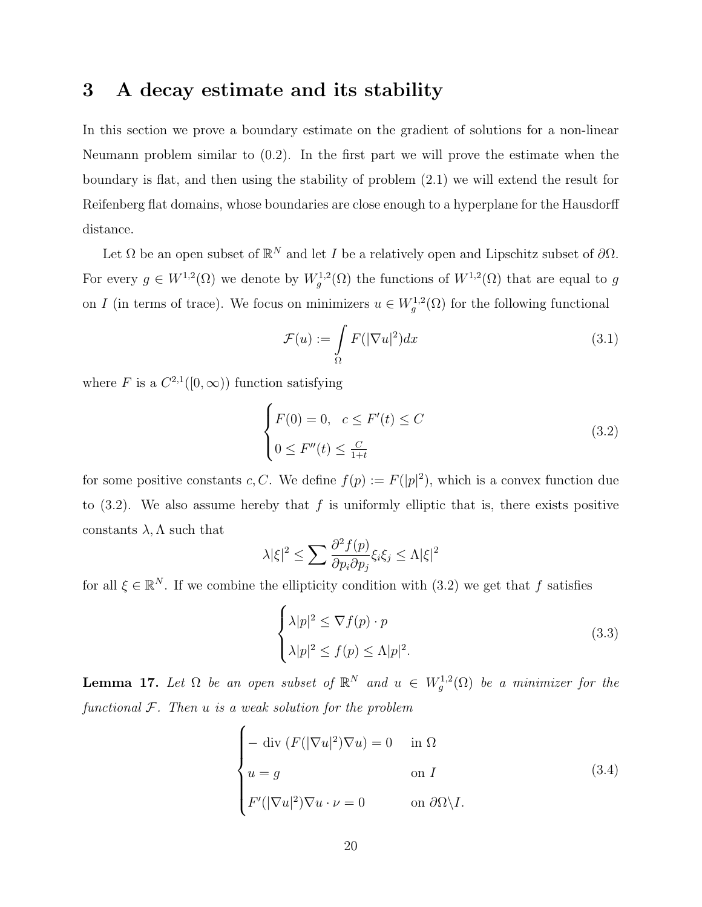# 3 A decay estimate and its stability

In this section we prove a boundary estimate on the gradient of solutions for a non-linear Neumann problem similar to (0.2). In the first part we will prove the estimate when the boundary is flat, and then using the stability of problem (2.1) we will extend the result for Reifenberg flat domains, whose boundaries are close enough to a hyperplane for the Hausdorff distance.

Let $\Omega$ be an open subset of $\mathbb{R}^N$ and let $I$ be a relatively open and Lipschitz subset of $\partial\Omega$. For every $g \in W^{1,2}(\Omega)$ we denote by $W^{1,2}_g(\Omega)$ the functions of $W^{1,2}(\Omega)$ that are equal to $g$ on $I$ (in terms of trace). We focus on minimizers $u \in W^{1,2}_g(\Omega)$ for the following functional

$$\mathcal{F}(u) := \int_\Omega F(|\nabla u|^2)dx \tag{3.1}$$

where $F$ is a $C^{2,1}([0,\infty))$ function satisfying

$$\begin{cases} F(0) = 0, \quad c \leq F'(t) \leq C \\ 0 \leq F''(t) \leq \frac{C}{1+t} \end{cases} \tag{3.2}$$

for some positive constants $c, C$. We define $f(p) := F(|p|^2)$, which is a convex function due to (3.2). We also assume hereby that $f$ is uniformly elliptic that is, there exists positive constants $\lambda, \Lambda$ such that

$$\lambda|\xi|^2 \leq \sum \frac{\partial^2 f(p)}{\partial p_i \partial p_j}\xi_i\xi_j \leq \Lambda|\xi|^2$$

for all $\xi \in \mathbb{R}^N$. If we combine the ellipticity condition with (3.2) we get that $f$ satisfies

$$\begin{cases} \lambda|p|^2 \leq \nabla f(p) \cdot p \\ \lambda|p|^2 \leq f(p) \leq \Lambda|p|^2. \end{cases} \tag{3.3}$$

**Lemma 17.** *Let $\Omega$ be an open subset of $\mathbb{R}^N$ and $u \in W^{1,2}_g(\Omega)$ be a minimizer for the functional $\mathcal{F}$. Then $u$ is a weak solution for the problem*

$$\begin{cases} -\text{ div } (F(|\nabla u|^2)\nabla u) = 0 & \text{in } \Omega \\ u = g & \text{on } I \\ F'(|\nabla u|^2)\nabla u \cdot \nu = 0 & \text{on } \partial\Omega \backslash I. \end{cases} \tag{3.4}$$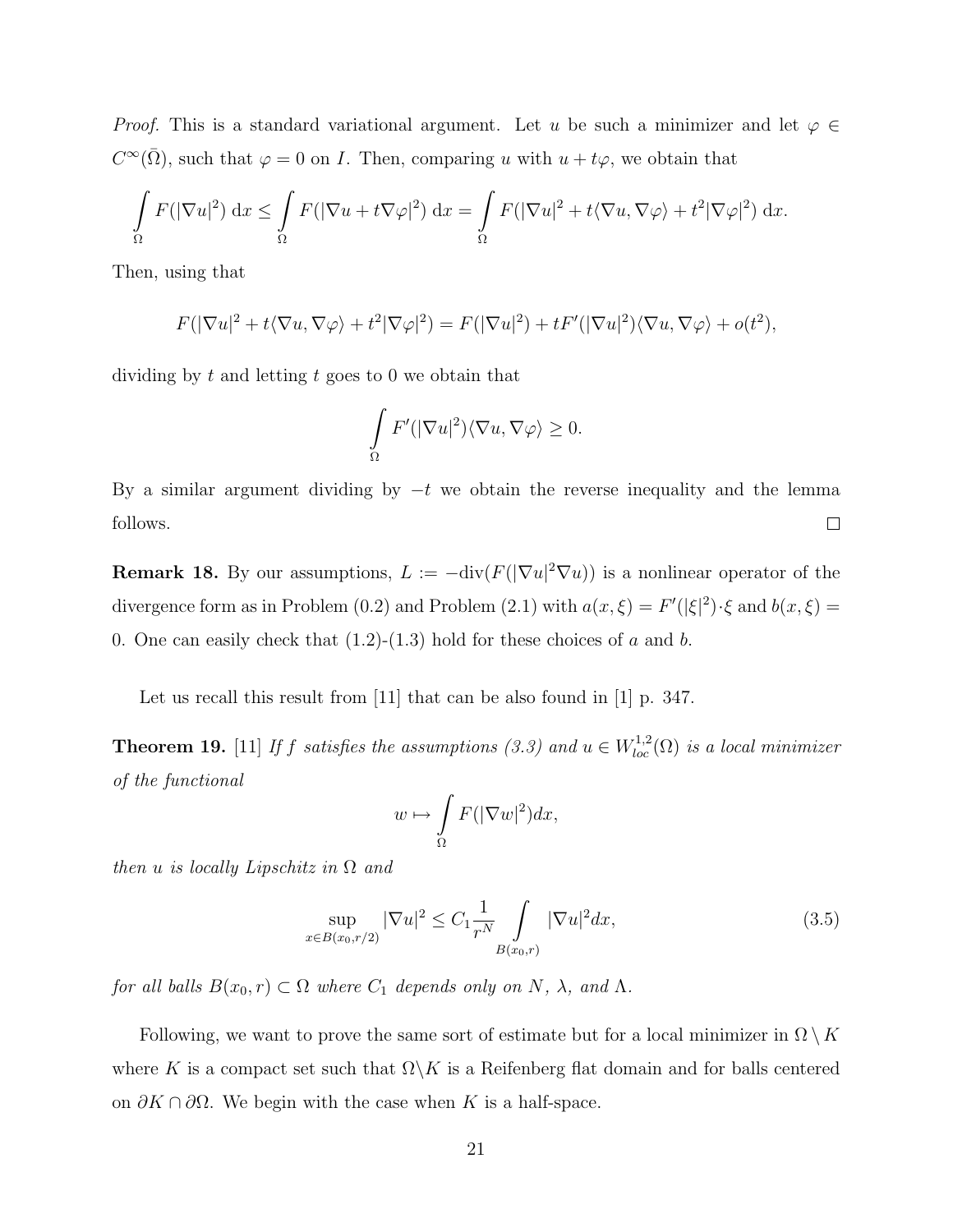*Proof.* This is a standard variational argument. Let $u$ be such a minimizer and let $\varphi \in C^\infty(\bar{\Omega})$, such that $\varphi = 0$ on $I$. Then, comparing $u$ with $u + t\varphi$, we obtain that

$$\int_\Omega F(|\nabla u|^2)\,\mathrm{d}x \leq \int_\Omega F(|\nabla u + t\nabla\varphi|^2)\,\mathrm{d}x = \int_\Omega F(|\nabla u|^2 + t\langle \nabla u, \nabla\varphi\rangle + t^2|\nabla\varphi|^2)\,\mathrm{d}x.$$

Then, using that

$$F(|\nabla u|^2 + t\langle \nabla u, \nabla\varphi\rangle + t^2|\nabla\varphi|^2) = F(|\nabla u|^2) + tF'(|\nabla u|^2)\langle \nabla u, \nabla\varphi\rangle + o(t^2),$$

dividing by $t$ and letting $t$ goes to 0 we obtain that

$$\int_\Omega F'(|\nabla u|^2)\langle \nabla u, \nabla\varphi\rangle \geq 0.$$

By a similar argument dividing by $-t$ we obtain the reverse inequality and the lemma follows. $\square$

**Remark 18.** By our assumptions, $L := -\mathrm{div}(F(|\nabla u|^2\nabla u))$ is a nonlinear operator of the divergence form as in Problem (0.2) and Problem (2.1) with $a(x,\xi) = F'(|\xi|^2)\cdot\xi$ and $b(x,\xi) = 0$. One can easily check that (1.2)-(1.3) hold for these choices of $a$ and $b$.

Let us recall this result from [11] that can be also found in [1] p. 347.

**Theorem 19.** [11] *If $f$ satisfies the assumptions (3.3) and $u \in W^{1,2}_{loc}(\Omega)$ is a local minimizer of the functional*

$$w \mapsto \int_\Omega F(|\nabla w|^2)dx,$$

*then $u$ is locally Lipschitz in $\Omega$ and*

$$\sup_{x \in B(x_0, r/2)} |\nabla u|^2 \leq C_1 \frac{1}{r^N} \int_{B(x_0,r)} |\nabla u|^2 dx, \tag{3.5}$$

*for all balls $B(x_0,r) \subset \Omega$ where $C_1$ depends only on $N$, $\lambda$, and $\Lambda$.*

Following, we want to prove the same sort of estimate but for a local minimizer in $\Omega \setminus K$ where $K$ is a compact set such that $\Omega \backslash K$ is a Reifenberg flat domain and for balls centered on $\partial K \cap \partial\Omega$. We begin with the case when $K$ is a half-space.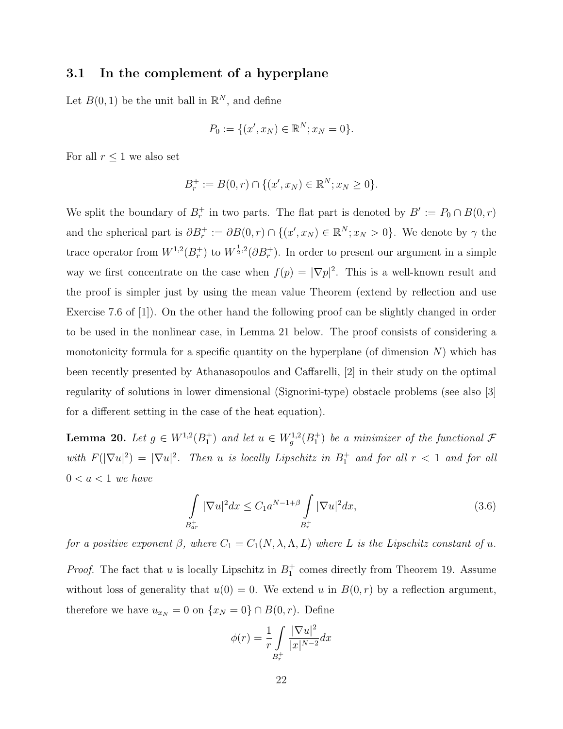### 3.1 In the complement of a hyperplane

Let $B(0,1)$ be the unit ball in $\mathbb{R}^N$, and define

$$P_0 := \{(x', x_N) \in \mathbb{R}^N; x_N = 0\}.$$

For all $r \leq 1$ we also set

$$B_r^+ := B(0,r) \cap \{(x', x_N) \in \mathbb{R}^N; x_N \geq 0\}.$$

We split the boundary of $B_r^+$ in two parts. The flat part is denoted by $B' := P_0 \cap B(0,r)$ and the spherical part is $\partial B_r^+ := \partial B(0,r) \cap \{(x', x_N) \in \mathbb{R}^N; x_N > 0\}$. We denote by $\gamma$ the trace operator from $W^{1,2}(B_r^+)$ to $W^{\frac{1}{2},2}(\partial B_r^+)$. In order to present our argument in a simple way we first concentrate on the case when $f(p) = |\nabla p|^2$. This is a well-known result and the proof is simpler just by using the mean value Theorem (extend by reflection and use Exercise 7.6 of [1]). On the other hand the following proof can be slightly changed in order to be used in the nonlinear case, in Lemma 21 below. The proof consists of considering a monotonicity formula for a specific quantity on the hyperplane (of dimension $N$) which has been recently presented by Athanasopoulos and Caffarelli, [2] in their study on the optimal regularity of solutions in lower dimensional (Signorini-type) obstacle problems (see also [3] for a different setting in the case of the heat equation).

**Lemma 20.** *Let $g \in W^{1,2}(B_1^+)$ and let $u \in W_g^{1,2}(B_1^+)$ be a minimizer of the functional $\mathcal{F}$ with $F(|\nabla u|^2) = |\nabla u|^2$. Then $u$ is locally Lipschitz in $B_1^+$ and for all $r < 1$ and for all $0 < a < 1$ we have*

$$\int_{B_{ar}^+} |\nabla u|^2 dx \leq C_1 a^{N-1+\beta} \int_{B_r^+} |\nabla u|^2 dx, \tag{3.6}$$

*for a positive exponent $\beta$, where $C_1 = C_1(N, \lambda, \Lambda, L)$ where $L$ is the Lipschitz constant of $u$.*

*Proof.* The fact that $u$ is locally Lipschitz in $B_1^+$ comes directly from Theorem 19. Assume without loss of generality that $u(0) = 0$. We extend $u$ in $B(0,r)$ by a reflection argument, therefore we have $u_{x_N} = 0$ on $\{x_N = 0\} \cap B(0,r)$. Define

$$\phi(r) = \frac{1}{r} \int_{B_r^+} \frac{|\nabla u|^2}{|x|^{N-2}} dx$$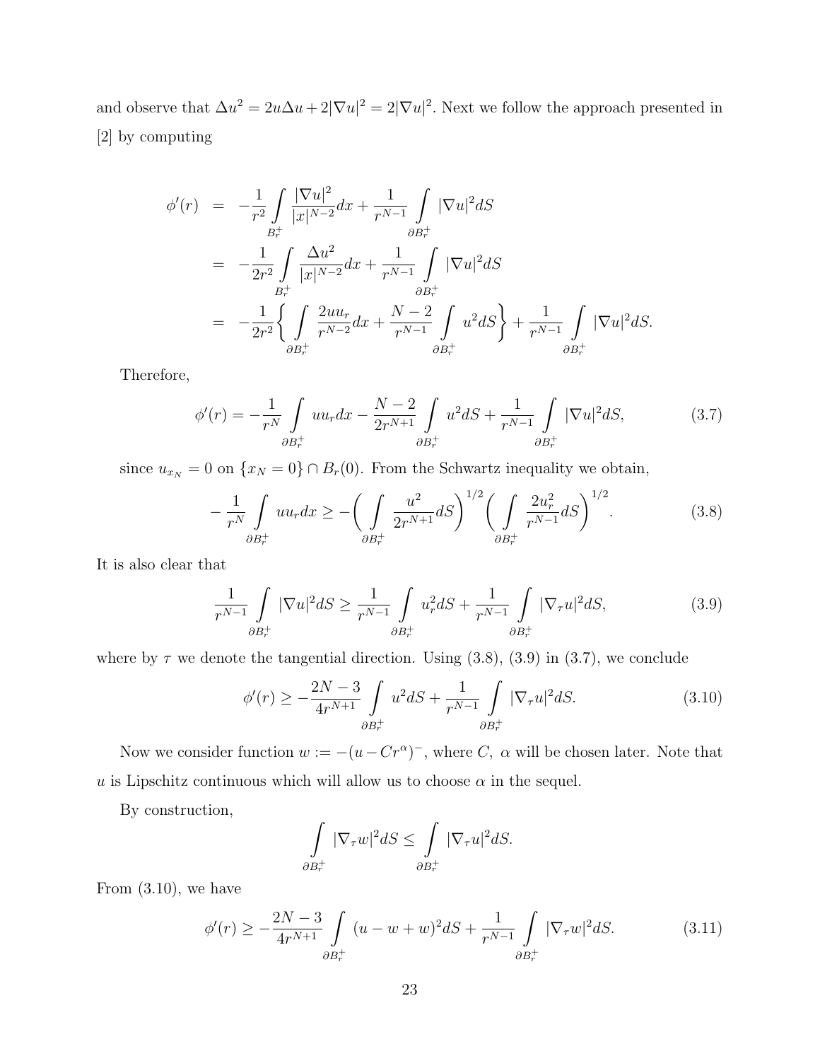and observe that $\Delta u^2 = 2u\Delta u + 2|\nabla u|^2 = 2|\nabla u|^2$. Next we follow the approach presented in [2] by computing

$$
\begin{aligned}
\phi'(r) &= -\frac{1}{r^2}\int\limits_{B_r^+} \frac{|\nabla u|^2}{|x|^{N-2}}dx + \frac{1}{r^{N-1}}\int\limits_{\partial B_r^+} |\nabla u|^2 dS \\
&= -\frac{1}{2r^2}\int\limits_{B_r^+} \frac{\Delta u^2}{|x|^{N-2}}dx + \frac{1}{r^{N-1}}\int\limits_{\partial B_r^+} |\nabla u|^2 dS \\
&= -\frac{1}{2r^2}\bigg\{\int\limits_{\partial B_r^+} \frac{2uu_r}{r^{N-2}}dx + \frac{N-2}{r^{N-1}}\int\limits_{\partial B_r^+} u^2 dS\bigg\} + \frac{1}{r^{N-1}}\int\limits_{\partial B_r^+} |\nabla u|^2 dS.
\end{aligned}
$$

Therefore,

$$
\phi'(r) = -\frac{1}{r^N}\int\limits_{\partial B_r^+} uu_r dx - \frac{N-2}{2r^{N+1}}\int\limits_{\partial B_r^+} u^2 dS + \frac{1}{r^{N-1}}\int\limits_{\partial B_r^+} |\nabla u|^2 dS, \tag{3.7}
$$

since $u_{x_N} = 0$ on $\{x_N = 0\} \cap B_r(0)$. From the Schwartz inequality we obtain,

$$
-\frac{1}{r^N}\int\limits_{\partial B_r^+} uu_r dx \geq -\bigg(\int\limits_{\partial B_r^+} \frac{u^2}{2r^{N+1}}dS\bigg)^{1/2}\bigg(\int\limits_{\partial B_r^+} \frac{2u_r^2}{r^{N-1}}dS\bigg)^{1/2}. \tag{3.8}
$$

It is also clear that

$$
\frac{1}{r^{N-1}}\int\limits_{\partial B_r^+} |\nabla u|^2 dS \geq \frac{1}{r^{N-1}}\int\limits_{\partial B_r^+} u_r^2 dS + \frac{1}{r^{N-1}}\int\limits_{\partial B_r^+} |\nabla_\tau u|^2 dS, \tag{3.9}
$$

where by $\tau$ we denote the tangential direction. Using (3.8), (3.9) in (3.7), we conclude

$$
\phi'(r) \geq -\frac{2N-3}{4r^{N+1}}\int\limits_{\partial B_r^+} u^2 dS + \frac{1}{r^{N-1}}\int\limits_{\partial B_r^+} |\nabla_\tau u|^2 dS. \tag{3.10}
$$

Now we consider function $w := -(u - Cr^\alpha)^-$, where $C,\ \alpha$ will be chosen later. Note that $u$ is Lipschitz continuous which will allow us to choose $\alpha$ in the sequel.

By construction,

$$
\int\limits_{\partial B_r^+} |\nabla_\tau w|^2 dS \leq \int\limits_{\partial B_r^+} |\nabla_\tau u|^2 dS.
$$

From (3.10), we have

$$
\phi'(r) \geq -\frac{2N-3}{4r^{N+1}}\int\limits_{\partial B_r^+} (u - w + w)^2 dS + \frac{1}{r^{N-1}}\int\limits_{\partial B_r^+} |\nabla_\tau w|^2 dS. \tag{3.11}
$$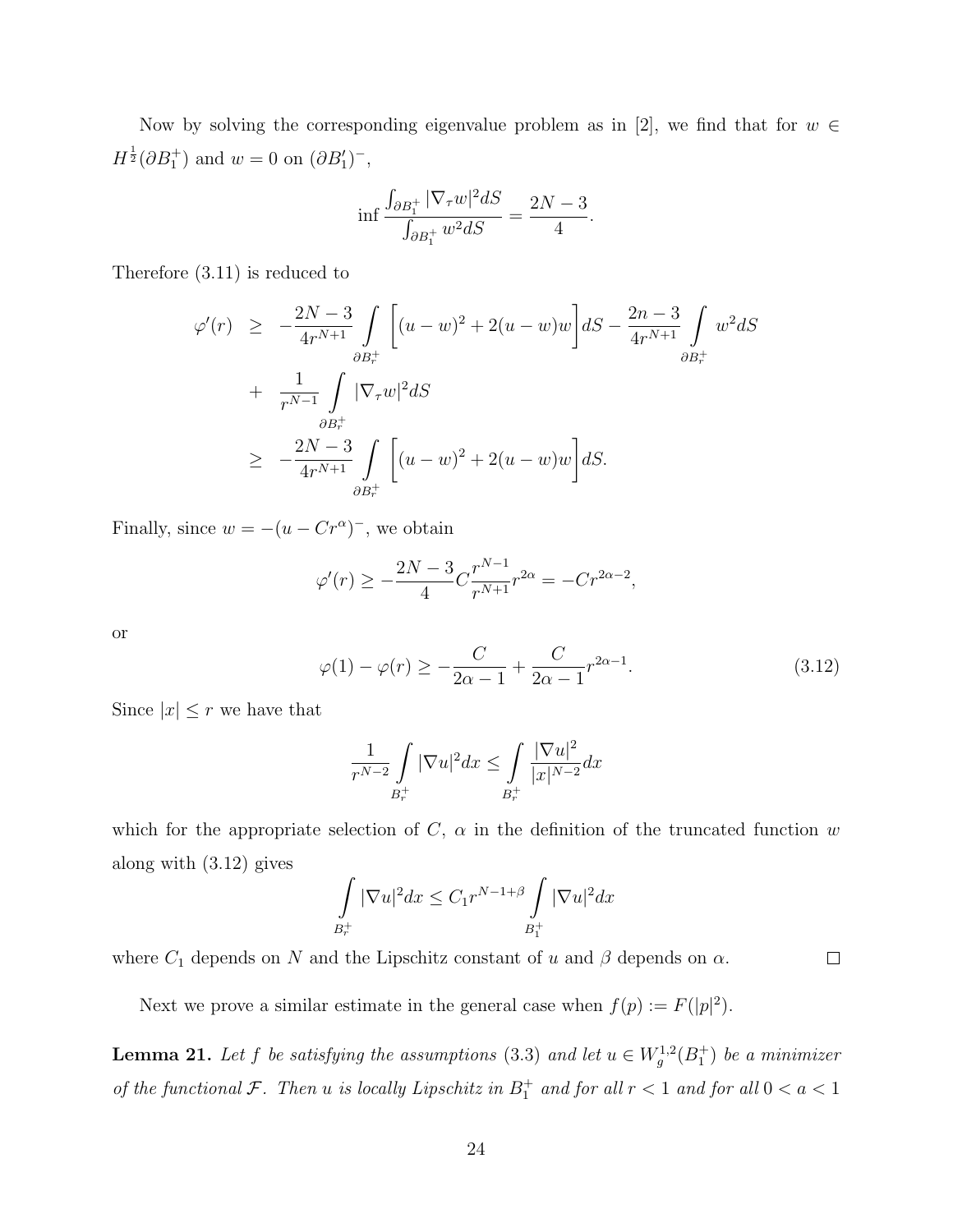Now by solving the corresponding eigenvalue problem as in [2], we find that for $w \in H^{\frac{1}{2}}(\partial B_1^+)$ and $w = 0$ on $(\partial B_1')^-$,

$$\inf \frac{\int_{\partial B_1^+} |\nabla_\tau w|^2 dS}{\int_{\partial B_1^+} w^2 dS} = \frac{2N-3}{4}.$$

Therefore (3.11) is reduced to

$$\begin{aligned}
\varphi'(r) &\geq -\frac{2N-3}{4r^{N+1}} \int\limits_{\partial B_r^+} \Big[(u-w)^2 + 2(u-w)w\Big] dS - \frac{2n-3}{4r^{N+1}} \int\limits_{\partial B_r^+} w^2 dS \\
&+ \frac{1}{r^{N-1}} \int\limits_{\partial B_r^+} |\nabla_\tau w|^2 dS \\
&\geq -\frac{2N-3}{4r^{N+1}} \int\limits_{\partial B_r^+} \Big[(u-w)^2 + 2(u-w)w\Big] dS.
\end{aligned}$$

Finally, since $w = -(u - Cr^\alpha)^-$, we obtain

$$\varphi'(r) \geq -\frac{2N-3}{4} C \frac{r^{N-1}}{r^{N+1}} r^{2\alpha} = -Cr^{2\alpha-2},$$

or

$$\varphi(1) - \varphi(r) \geq -\frac{C}{2\alpha - 1} + \frac{C}{2\alpha-1} r^{2\alpha-1}. \tag{3.12}$$

Since $|x| \leq r$ we have that

$$\frac{1}{r^{N-2}} \int\limits_{B_r^+} |\nabla u|^2 dx \leq \int\limits_{B_r^+} \frac{|\nabla u|^2}{|x|^{N-2}} dx$$

which for the appropriate selection of $C$, $\alpha$ in the definition of the truncated function $w$ along with (3.12) gives

$$\int\limits_{B_r^+} |\nabla u|^2 dx \leq C_1 r^{N-1+\beta} \int\limits_{B_1^+} |\nabla u|^2 dx$$

where $C_1$ depends on $N$ and the Lipschitz constant of $u$ and $\beta$ depends on $\alpha$. □

Next we prove a similar estimate in the general case when $f(p) := F(|p|^2)$.

**Lemma 21.** *Let $f$ be satisfying the assumptions (3.3) and let $u \in W_g^{1,2}(B_1^+)$ be a minimizer of the functional $\mathcal{F}$. Then $u$ is locally Lipschitz in $B_1^+$ and for all $r < 1$ and for all $0 < a < 1$*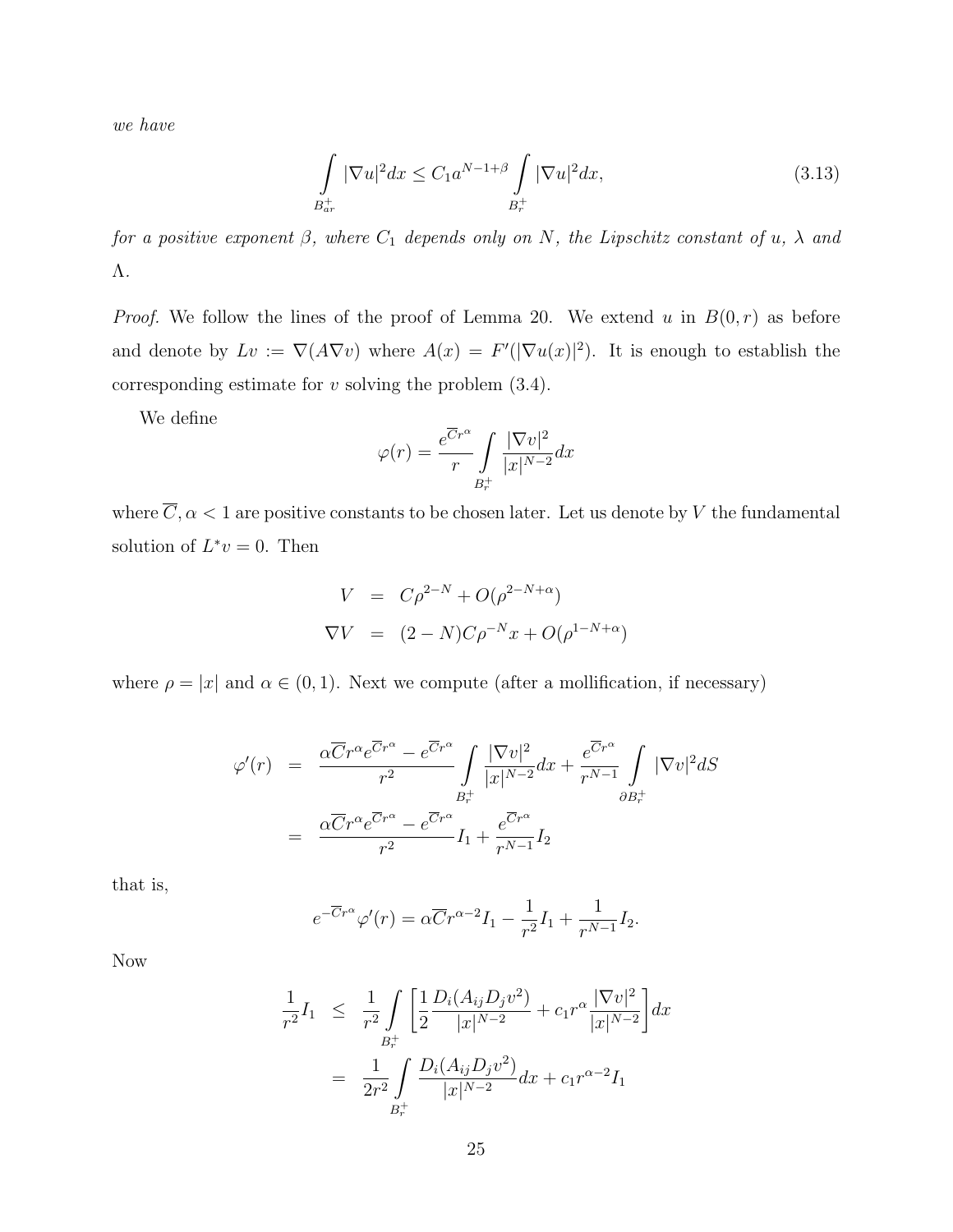*we have*

$$\int\limits_{B^+_{ar}} |\nabla u|^2 dx \leq C_1 a^{N-1+\beta} \int\limits_{B^+_r} |\nabla u|^2 dx, \tag{3.13}$$

*for a positive exponent $\beta$, where $C_1$ depends only on $N$, the Lipschitz constant of $u$, $\lambda$ and $\Lambda$.*

*Proof.* We follow the lines of the proof of Lemma 20. We extend $u$ in $B(0,r)$ as before and denote by $Lv := \nabla(A\nabla v)$ where $A(x) = F'(|\nabla u(x)|^2)$. It is enough to establish the corresponding estimate for $v$ solving the problem (3.4).

We define

$$\varphi(r) = \frac{e^{\overline{C}r^\alpha}}{r} \int\limits_{B^+_r} \frac{|\nabla v|^2}{|x|^{N-2}} dx$$

where $\overline{C}, \alpha < 1$ are positive constants to be chosen later. Let us denote by $V$ the fundamental solution of $L^* v = 0$. Then

$$\begin{aligned} V &= C\rho^{2-N} + O(\rho^{2-N+\alpha}) \\ \nabla V &= (2-N)C\rho^{-N}x + O(\rho^{1-N+\alpha}) \end{aligned}$$

where $\rho = |x|$ and $\alpha \in (0,1)$. Next we compute (after a mollification, if necessary)

$$\begin{aligned} \varphi'(r) &= \frac{\alpha \overline{C} r^\alpha e^{\overline{C}r^\alpha} - e^{\overline{C}r^\alpha}}{r^2} \int\limits_{B^+_r} \frac{|\nabla v|^2}{|x|^{N-2}} dx + \frac{e^{\overline{C}r^\alpha}}{r^{N-1}} \int\limits_{\partial B^+_r} |\nabla v|^2 dS \\ &= \frac{\alpha \overline{C} r^\alpha e^{\overline{C}r^\alpha} - e^{\overline{C}r^\alpha}}{r^2} I_1 + \frac{e^{\overline{C}r^\alpha}}{r^{N-1}} I_2 \end{aligned}$$

that is,

$$e^{-\overline{C}r^\alpha} \varphi'(r) = \alpha \overline{C} r^{\alpha-2} I_1 - \frac{1}{r^2} I_1 + \frac{1}{r^{N-1}} I_2.$$

Now

$$\begin{aligned} \frac{1}{r^2} I_1 &\leq \frac{1}{r^2} \int\limits_{B^+_r} \left[ \frac{1}{2} \frac{D_i(A_{ij} D_j v^2)}{|x|^{N-2}} + c_1 r^\alpha \frac{|\nabla v|^2}{|x|^{N-2}} \right] dx \\ &= \frac{1}{2r^2} \int\limits_{B^+_r} \frac{D_i(A_{ij} D_j v^2)}{|x|^{N-2}} dx + c_1 r^{\alpha-2} I_1 \end{aligned}$$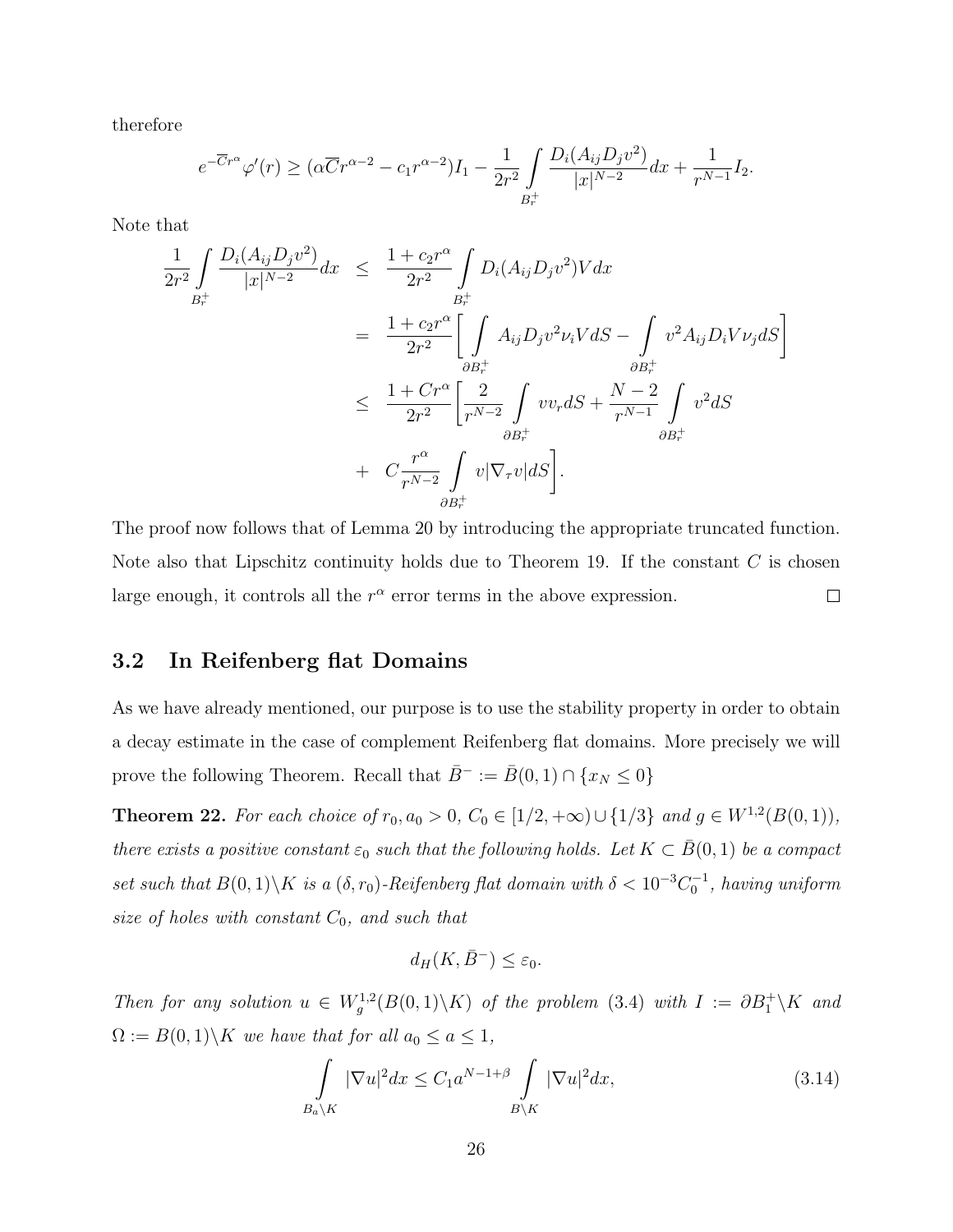therefore

$$e^{-\overline{C}r^{\alpha}}\varphi'(r) \geq (\alpha\overline{C}r^{\alpha-2} - c_1 r^{\alpha-2})I_1 - \frac{1}{2r^2}\int\limits_{B_r^+} \frac{D_i(A_{ij}D_j v^2)}{|x|^{N-2}}dx + \frac{1}{r^{N-1}}I_2.$$

Note that

$$\begin{aligned}
\frac{1}{2r^2}\int\limits_{B_r^+} \frac{D_i(A_{ij}D_j v^2)}{|x|^{N-2}}dx &\leq \frac{1+c_2 r^{\alpha}}{2r^2}\int\limits_{B_r^+} D_i(A_{ij}D_j v^2)V\,dx \\
&= \frac{1+c_2 r^{\alpha}}{2r^2}\Bigg[\int\limits_{\partial B_r^+} A_{ij}D_j v^2 \nu_i V\,dS - \int\limits_{\partial B_r^+} v^2 A_{ij} D_i V \nu_j\,dS\Bigg] \\
&\leq \frac{1+Cr^{\alpha}}{2r^2}\Bigg[\frac{2}{r^{N-2}}\int\limits_{\partial B_r^+} v v_r\,dS + \frac{N-2}{r^{N-1}}\int\limits_{\partial B_r^+} v^2\,dS \\
&+ C\frac{r^{\alpha}}{r^{N-2}}\int\limits_{\partial B_r^+} v|\nabla_\tau v|\,dS\Bigg].
\end{aligned}$$

The proof now follows that of Lemma 20 by introducing the appropriate truncated function. Note also that Lipschitz continuity holds due to Theorem 19. If the constant $C$ is chosen large enough, it controls all the $r^{\alpha}$ error terms in the above expression. $\square$

### 3.2 In Reifenberg flat Domains

As we have already mentioned, our purpose is to use the stability property in order to obtain a decay estimate in the case of complement Reifenberg flat domains. More precisely we will prove the following Theorem. Recall that $\bar{B}^- := \bar{B}(0,1)\cap\{x_N \leq 0\}$

**Theorem 22.** *For each choice of $r_0, a_0 > 0$, $C_0 \in [1/2, +\infty)\cup\{1/3\}$ and $g \in W^{1,2}(B(0,1))$, there exists a positive constant $\varepsilon_0$ such that the following holds. Let $K \subset \bar{B}(0,1)$ be a compact set such that $B(0,1)\backslash K$ is a $(\delta, r_0)$-Reifenberg flat domain with $\delta < 10^{-3}C_0^{-1}$, having uniform size of holes with constant $C_0$, and such that*

$$d_H(K, \bar{B}^-) \leq \varepsilon_0.$$

*Then for any solution $u \in W^{1,2}_g(B(0,1)\backslash K)$ of the problem (3.4) with $I := \partial B_1^+\backslash K$ and $\Omega := B(0,1)\backslash K$ we have that for all $a_0 \leq a \leq 1$,*

$$\int\limits_{B_a\backslash K} |\nabla u|^2 dx \leq C_1 a^{N-1+\beta}\int\limits_{B\backslash K} |\nabla u|^2 dx, \tag{3.14}$$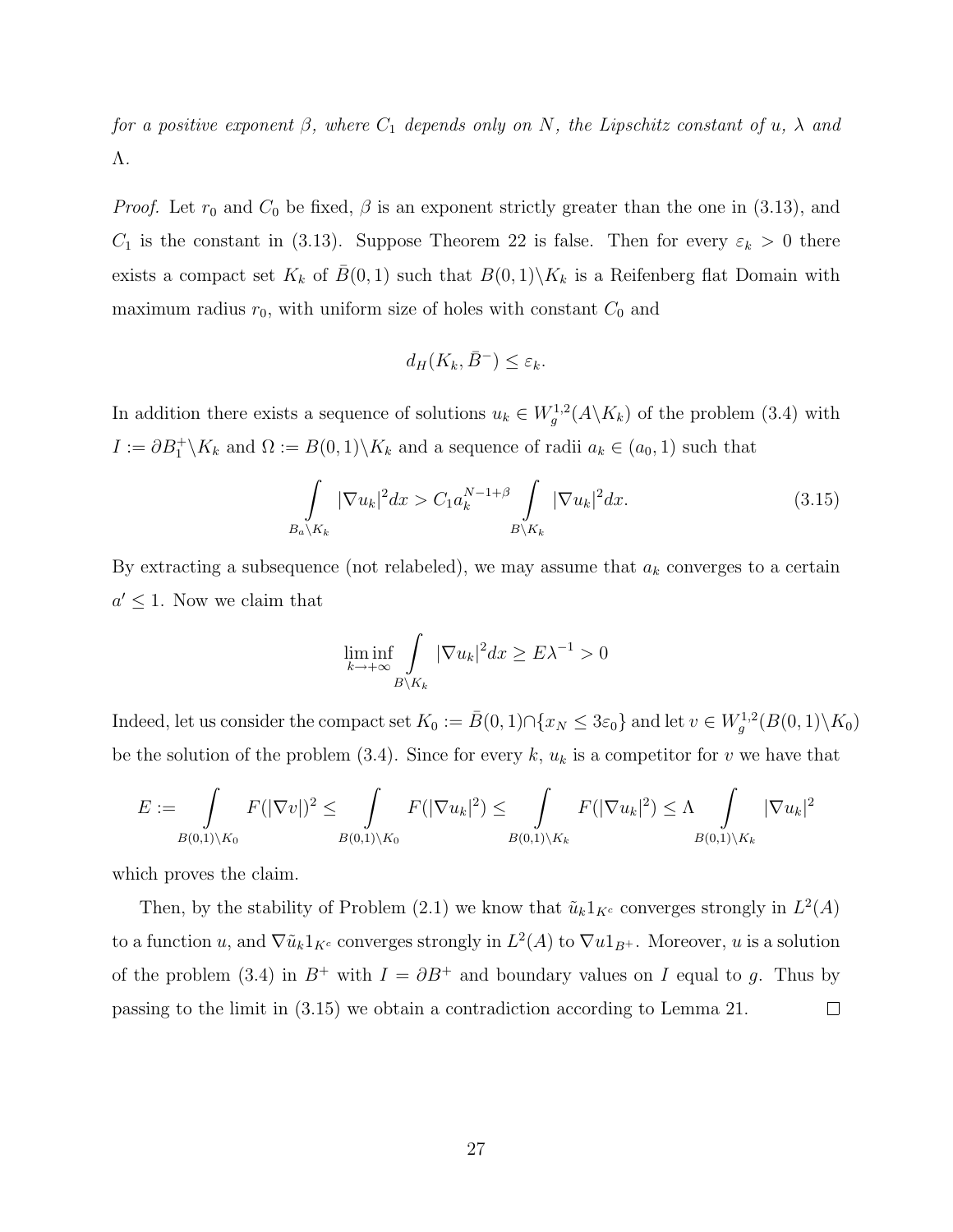*for a positive exponent $\beta$, where $C_1$ depends only on $N$, the Lipschitz constant of $u$, $\lambda$ and $\Lambda$.*

*Proof.* Let $r_0$ and $C_0$ be fixed, $\beta$ is an exponent strictly greater than the one in (3.13), and $C_1$ is the constant in (3.13). Suppose Theorem 22 is false. Then for every $\varepsilon_k > 0$ there exists a compact set $K_k$ of $\bar{B}(0,1)$ such that $B(0,1)\backslash K_k$ is a Reifenberg flat Domain with maximum radius $r_0$, with uniform size of holes with constant $C_0$ and

$$d_H(K_k, \bar{B}^-) \leq \varepsilon_k.$$

In addition there exists a sequence of solutions $u_k \in W^{1,2}_g(A\backslash K_k)$ of the problem (3.4) with $I := \partial B_1^+ \backslash K_k$ and $\Omega := B(0,1)\backslash K_k$ and a sequence of radii $a_k \in (a_0, 1)$ such that

$$\int_{B_a\backslash K_k} |\nabla u_k|^2 dx > C_1 a_k^{N-1+\beta} \int_{B\backslash K_k} |\nabla u_k|^2 dx. \tag{3.15}$$

By extracting a subsequence (not relabeled), we may assume that $a_k$ converges to a certain $a' \leq 1$. Now we claim that

$$\liminf_{k\to+\infty} \int_{B\backslash K_k} |\nabla u_k|^2 dx \geq E\lambda^{-1} > 0$$

Indeed, let us consider the compact set $K_0 := \bar{B}(0,1) \cap \{x_N \leq 3\varepsilon_0\}$ and let $v \in W^{1,2}_g(B(0,1)\backslash K_0)$ be the solution of the problem (3.4). Since for every $k$, $u_k$ is a competitor for $v$ we have that

$$E := \int_{B(0,1)\backslash K_0} F(|\nabla v|)^2 \leq \int_{B(0,1)\backslash K_0} F(|\nabla u_k|^2) \leq \int_{B(0,1)\backslash K_k} F(|\nabla u_k|^2) \leq \Lambda \int_{B(0,1)\backslash K_k} |\nabla u_k|^2$$

which proves the claim.

Then, by the stability of Problem (2.1) we know that $\tilde{u}_k 1_{K^c}$ converges strongly in $L^2(A)$ to a function $u$, and $\nabla \tilde{u}_k 1_{K^c}$ converges strongly in $L^2(A)$ to $\nabla u 1_{B^+}$. Moreover, $u$ is a solution of the problem (3.4) in $B^+$ with $I = \partial B^+$ and boundary values on $I$ equal to $g$. Thus by passing to the limit in (3.15) we obtain a contradiction according to Lemma 21. $\square$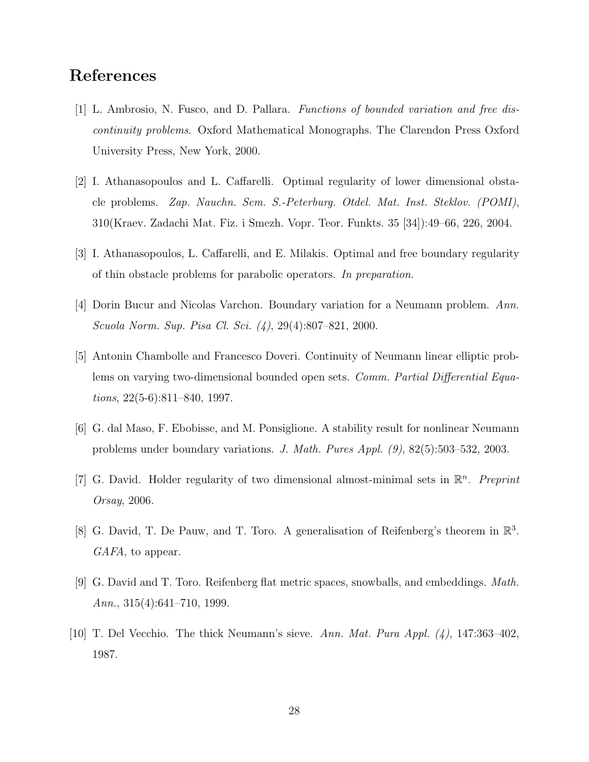## References

[1] L. Ambrosio, N. Fusco, and D. Pallara. *Functions of bounded variation and free discontinuity problems*. Oxford Mathematical Monographs. The Clarendon Press Oxford University Press, New York, 2000.

[2] I. Athanasopoulos and L. Caffarelli. Optimal regularity of lower dimensional obstacle problems. *Zap. Nauchn. Sem. S.-Peterburg. Otdel. Mat. Inst. Steklov. (POMI)*, 310(Kraev. Zadachi Mat. Fiz. i Smezh. Vopr. Teor. Funkts. 35 [34]):49–66, 226, 2004.

[3] I. Athanasopoulos, L. Caffarelli, and E. Milakis. Optimal and free boundary regularity of thin obstacle problems for parabolic operators. *In preparation*.

[4] Dorin Bucur and Nicolas Varchon. Boundary variation for a Neumann problem. *Ann. Scuola Norm. Sup. Pisa Cl. Sci. (4)*, 29(4):807–821, 2000.

[5] Antonin Chambolle and Francesco Doveri. Continuity of Neumann linear elliptic problems on varying two-dimensional bounded open sets. *Comm. Partial Differential Equations*, 22(5-6):811–840, 1997.

[6] G. dal Maso, F. Ebobisse, and M. Ponsiglione. A stability result for nonlinear Neumann problems under boundary variations. *J. Math. Pures Appl. (9)*, 82(5):503–532, 2003.

[7] G. David. Holder regularity of two dimensional almost-minimal sets in $\mathbb{R}^n$. *Preprint Orsay*, 2006.

[8] G. David, T. De Pauw, and T. Toro. A generalisation of Reifenberg's theorem in $\mathbb{R}^3$. *GAFA*, to appear.

[9] G. David and T. Toro. Reifenberg flat metric spaces, snowballs, and embeddings. *Math. Ann.*, 315(4):641–710, 1999.

[10] T. Del Vecchio. The thick Neumann's sieve. *Ann. Mat. Pura Appl. (4)*, 147:363–402, 1987.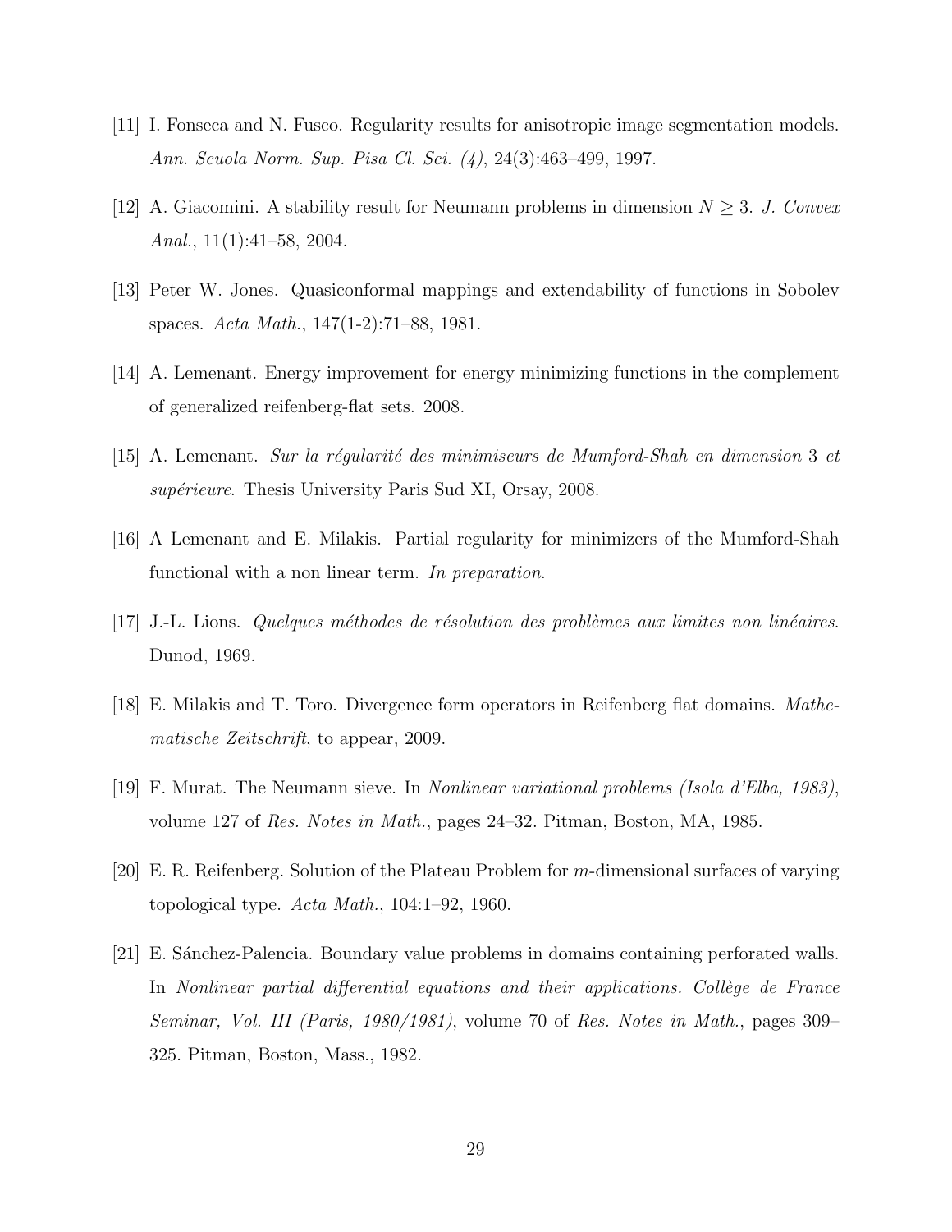[11] I. Fonseca and N. Fusco. Regularity results for anisotropic image segmentation models. *Ann. Scuola Norm. Sup. Pisa Cl. Sci. (4)*, 24(3):463–499, 1997.

[12] A. Giacomini. A stability result for Neumann problems in dimension $N \geq 3$. *J. Convex Anal.*, 11(1):41–58, 2004.

[13] Peter W. Jones. Quasiconformal mappings and extendability of functions in Sobolev spaces. *Acta Math.*, 147(1-2):71–88, 1981.

[14] A. Lemenant. Energy improvement for energy minimizing functions in the complement of generalized reifenberg-flat sets. 2008.

[15] A. Lemenant. *Sur la régularité des minimiseurs de Mumford-Shah en dimension* 3 *et supérieure*. Thesis University Paris Sud XI, Orsay, 2008.

[16] A Lemenant and E. Milakis. Partial regularity for minimizers of the Mumford-Shah functional with a non linear term. *In preparation*.

[17] J.-L. Lions. *Quelques méthodes de résolution des problèmes aux limites non linéaires*. Dunod, 1969.

[18] E. Milakis and T. Toro. Divergence form operators in Reifenberg flat domains. *Mathematische Zeitschrift*, to appear, 2009.

[19] F. Murat. The Neumann sieve. In *Nonlinear variational problems (Isola d'Elba, 1983)*, volume 127 of *Res. Notes in Math.*, pages 24–32. Pitman, Boston, MA, 1985.

[20] E. R. Reifenberg. Solution of the Plateau Problem for $m$-dimensional surfaces of varying topological type. *Acta Math.*, 104:1–92, 1960.

[21] E. Sánchez-Palencia. Boundary value problems in domains containing perforated walls. In *Nonlinear partial differential equations and their applications. Collège de France Seminar, Vol. III (Paris, 1980/1981)*, volume 70 of *Res. Notes in Math.*, pages 309–325. Pitman, Boston, Mass., 1982.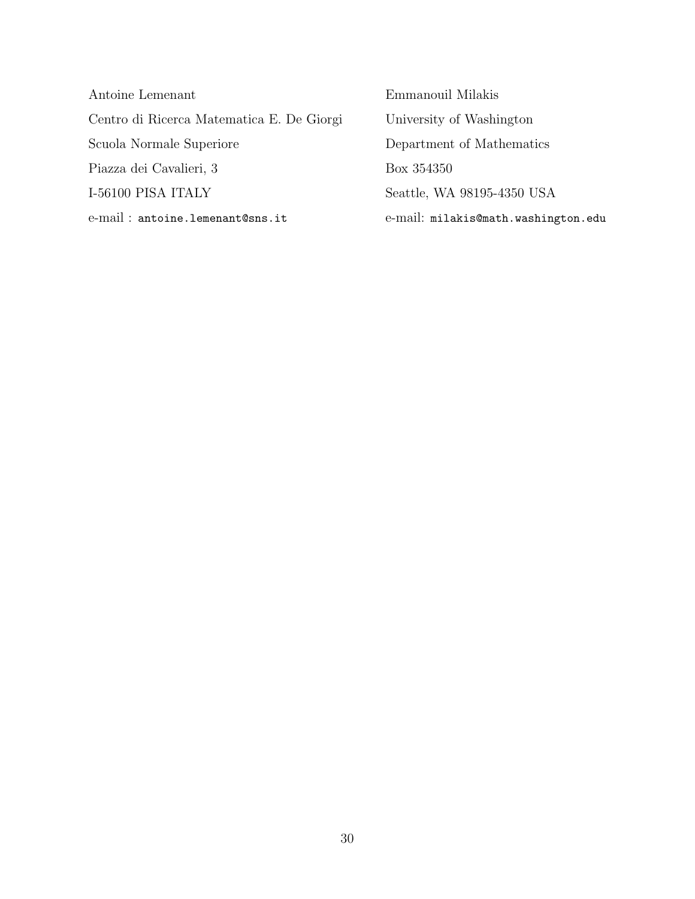Antoine Lemenant
Centro di Ricerca Matematica E. De Giorgi
Scuola Normale Superiore
Piazza dei Cavalieri, 3
I-56100 PISA ITALY
e-mail : `antoine.lemenant@sns.it`

Emmanouil Milakis
University of Washington
Department of Mathematics
Box 354350
Seattle, WA 98195-4350 USA
e-mail: `milakis@math.washington.edu`